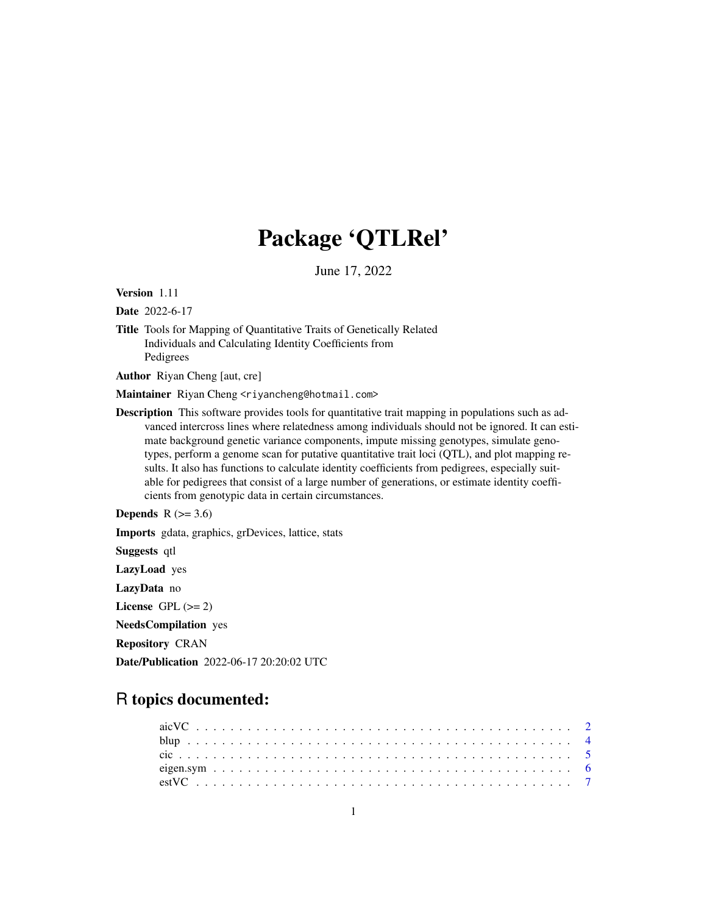# Package ‘QTLRel’

June 17, 2022

**Version** 1.11

**Date** 2022-6-17

**Title** Tools for Mapping of Quantitative Traits of Genetically Related Individuals and Calculating Identity Coefficients from Pedigrees

**Author** Riyan Cheng [aut, cre]

**Maintainer** Riyan Cheng <riyancheng@hotmail.com>

**Description** This software provides tools for quantitative trait mapping in populations such as advanced intercross lines where relatedness among individuals should not be ignored. It can estimate background genetic variance components, impute missing genotypes, simulate genotypes, perform a genome scan for putative quantitative trait loci (QTL), and plot mapping results. It also has functions to calculate identity coefficients from pedigrees, especially suitable for pedigrees that consist of a large number of generations, or estimate identity coefficients from genotypic data in certain circumstances.

**Depends** R (>= 3.6)

**Imports** gdata, graphics, grDevices, lattice, stats

**Suggests** qtl

**LazyLoad** yes

**LazyData** no

**License** GPL (>= 2)

**NeedsCompilation** yes

**Repository** CRAN

**Date/Publication** 2022-06-17 20:20:02 UTC

## R topics documented:

- aicVC . . . . . . . . . . . . . . . . . . . . . . . . . . . . . . . . . . . . . . . . . 2
- blup . . . . . . . . . . . . . . . . . . . . . . . . . . . . . . . . . . . . . . . . . . 4
- cic . . . . . . . . . . . . . . . . . . . . . . . . . . . . . . . . . . . . . . . . . . . 5
- eigen.sym . . . . . . . . . . . . . . . . . . . . . . . . . . . . . . . . . . . . . . . 6
- estVC . . . . . . . . . . . . . . . . . . . . . . . . . . . . . . . . . . . . . . . . . 7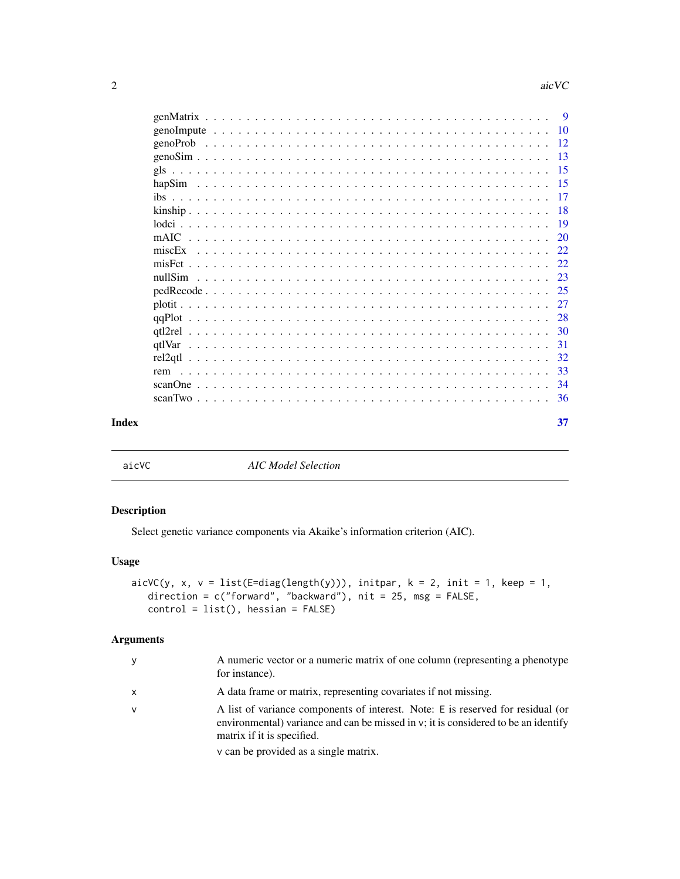| | |
|---|---|
| genMatrix | 9 |
| genoImpute | 10 |
| genoProb | 12 |
| genoSim | 13 |
| gls | 15 |
| hapSim | 15 |
| ibs | 17 |
| kinship | 18 |
| lodci | 19 |
| mAIC | 20 |
| miscEx | 22 |
| misFct | 22 |
| nullSim | 23 |
| pedRecode | 25 |
| plotit | 27 |
| qqPlot | 28 |
| qtl2rel | 30 |
| qtlVar | 31 |
| rel2qtl | 32 |
| rem | 33 |
| scanOne | 34 |
| scanTwo | 36 |

**Index** **37**

---

# aicVC *AIC Model Selection*

## Description

Select genetic variance components via Akaike's information criterion (AIC).

## Usage

```
aicVC(y, x, v = list(E=diag(length(y))), initpar, k = 2, init = 1, keep = 1,
   direction = c("forward", "backward"), nit = 25, msg = FALSE,
   control = list(), hessian = FALSE)
```

## Arguments

| | |
|---|---|
| y | A numeric vector or a numeric matrix of one column (representing a phenotype for instance). |
| x | A data frame or matrix, representing covariates if not missing. |
| v | A list of variance components of interest. Note: `E` is reserved for residual (or environmental) variance and can be missed in `v`; it is considered to be an identify matrix if it is specified.<br><br>`v` can be provided as a single matrix. |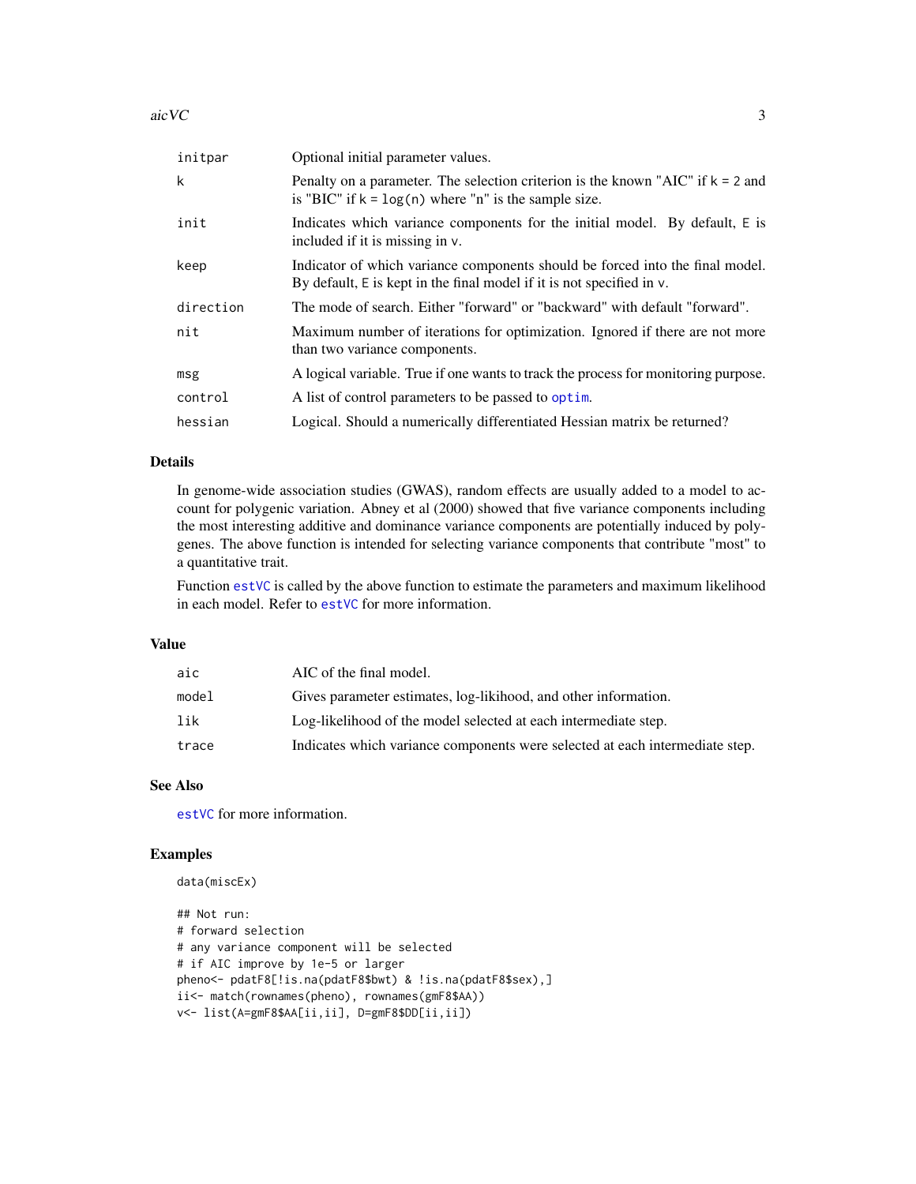| | |
|---|---|
| initpar | Optional initial parameter values. |
| k | Penalty on a parameter. The selection criterion is the known "AIC" if `k = 2` and is "BIC" if `k = log(n)` where "n" is the sample size. |
| init | Indicates which variance components for the initial model. By default, `E` is included if it is missing in `v`. |
| keep | Indicator of which variance components should be forced into the final model. By default, `E` is kept in the final model if it is not specified in `v`. |
| direction | The mode of search. Either "forward" or "backward" with default "forward". |
| nit | Maximum number of iterations for optimization. Ignored if there are not more than two variance components. |
| msg | A logical variable. True if one wants to track the process for monitoring purpose. |
| control | A list of control parameters to be passed to `optim`. |
| hessian | Logical. Should a numerically differentiated Hessian matrix be returned? |

## Details

In genome-wide association studies (GWAS), random effects are usually added to a model to account for polygenic variation. Abney et al (2000) showed that five variance components including the most interesting additive and dominance variance components are potentially induced by polygenes. The above function is intended for selecting variance components that contribute "most" to a quantitative trait.

Function `estVC` is called by the above function to estimate the parameters and maximum likelihood in each model. Refer to `estVC` for more information.

## Value

| | |
|---|---|
| aic | AIC of the final model. |
| model | Gives parameter estimates, log-likihood, and other information. |
| lik | Log-likelihood of the model selected at each intermediate step. |
| trace | Indicates which variance components were selected at each intermediate step. |

## See Also

`estVC` for more information.

## Examples

```
data(miscEx)

## Not run:
# forward selection
# any variance component will be selected
# if AIC improve by 1e-5 or larger
pheno<- pdatF8[!is.na(pdatF8$bwt) & !is.na(pdatF8$sex),]
ii<- match(rownames(pheno), rownames(gmF8$AA))
v<- list(A=gmF8$AA[ii,ii], D=gmF8$DD[ii,ii])
```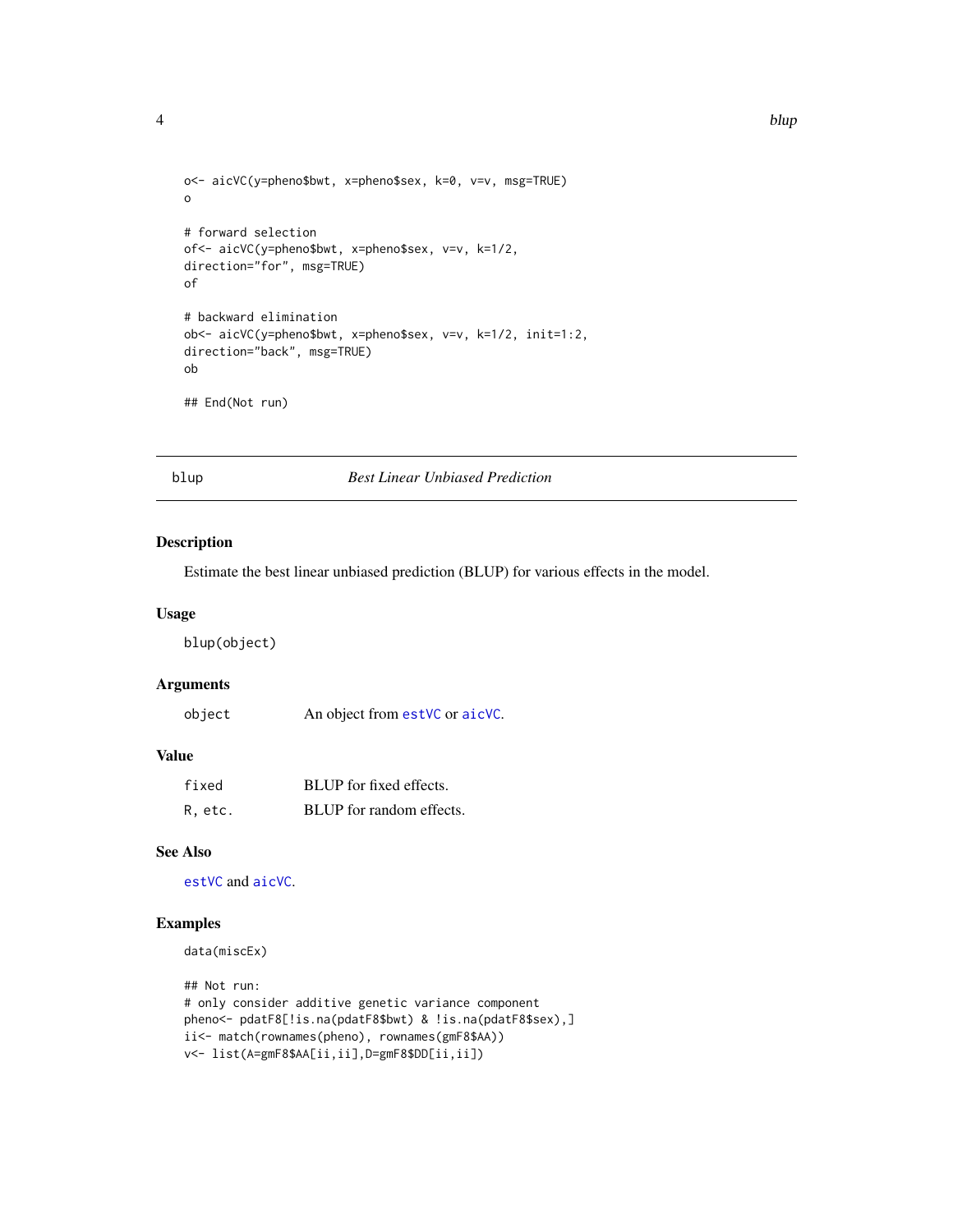```
o<- aicVC(y=pheno$bwt, x=pheno$sex, k=0, v=v, msg=TRUE)
o

# forward selection
of<- aicVC(y=pheno$bwt, x=pheno$sex, v=v, k=1/2,
direction="for", msg=TRUE)
of

# backward elimination
ob<- aicVC(y=pheno$bwt, x=pheno$sex, v=v, k=1/2, init=1:2,
direction="back", msg=TRUE)
ob

## End(Not run)
```

## blup — *Best Linear Unbiased Prediction*

### Description

Estimate the best linear unbiased prediction (BLUP) for various effects in the model.

### Usage

```
blup(object)
```

### Arguments

| | |
|---|---|
| `object` | An object from `estVC` or `aicVC`. |

### Value

| | |
|---|---|
| `fixed` | BLUP for fixed effects. |
| `R, etc.` | BLUP for random effects. |

### See Also

`estVC` and `aicVC`.

### Examples

```
data(miscEx)

## Not run:
# only consider additive genetic variance component
pheno<- pdatF8[!is.na(pdatF8$bwt) & !is.na(pdatF8$sex),]
ii<- match(rownames(pheno), rownames(gmF8$AA))
v<- list(A=gmF8$AA[ii,ii],D=gmF8$DD[ii,ii])
```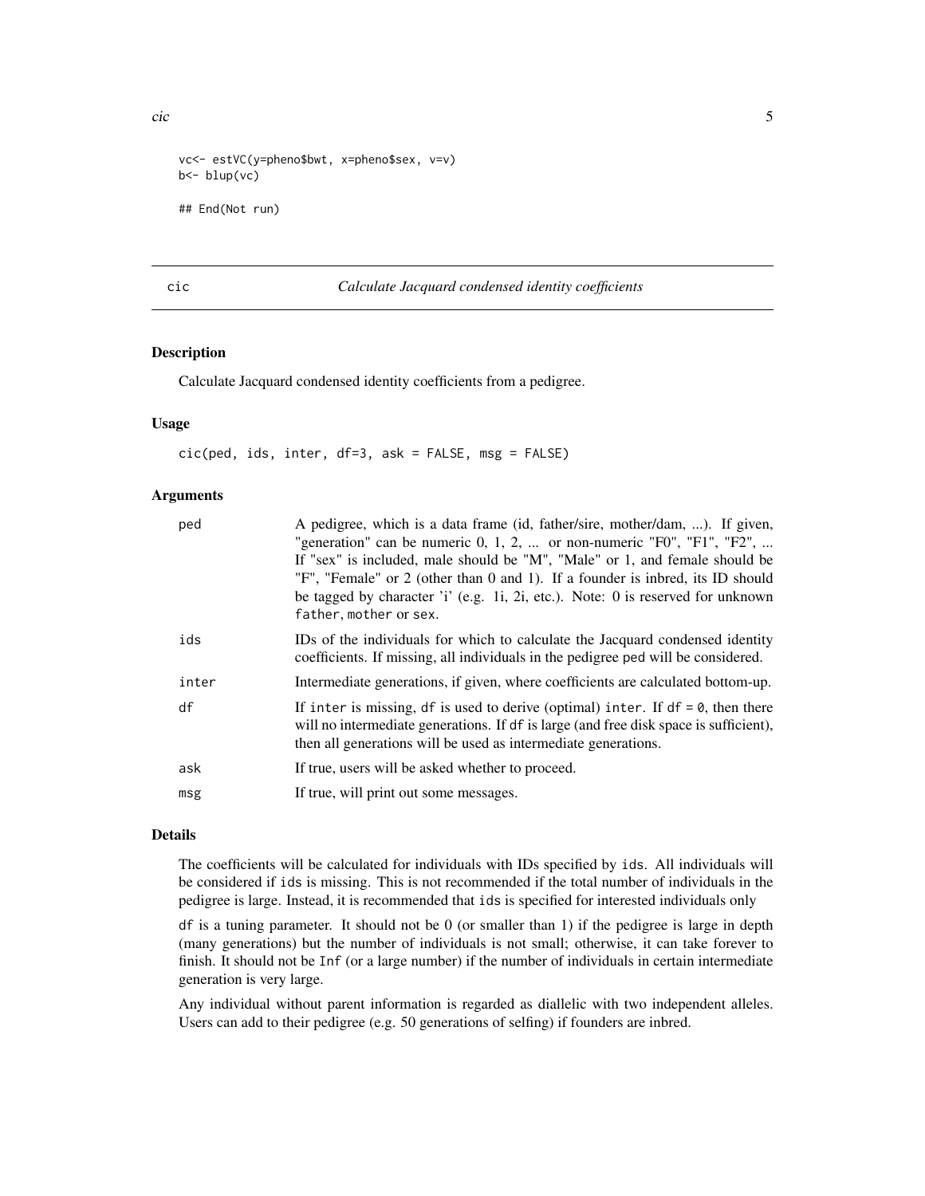```
vc<- estVC(y=pheno$bwt, x=pheno$sex, v=v)
b<- blup(vc)

## End(Not run)
```

## cic — *Calculate Jacquard condensed identity coefficients*

### Description

Calculate Jacquard condensed identity coefficients from a pedigree.

### Usage

```
cic(ped, ids, inter, df=3, ask = FALSE, msg = FALSE)
```

### Arguments

| | |
|---|---|
| `ped` | A pedigree, which is a data frame (id, father/sire, mother/dam, ...). If given, "generation" can be numeric 0, 1, 2, ... or non-numeric "F0", "F1", "F2", ... If "sex" is included, male should be "M", "Male" or 1, and female should be "F", "Female" or 2 (other than 0 and 1). If a founder is inbred, its ID should be tagged by character 'i' (e.g. 1i, 2i, etc.). Note: 0 is reserved for unknown `father`, `mother` or `sex`. |
| `ids` | IDs of the individuals for which to calculate the Jacquard condensed identity coefficients. If missing, all individuals in the pedigree `ped` will be considered. |
| `inter` | Intermediate generations, if given, where coefficients are calculated bottom-up. |
| `df` | If `inter` is missing, `df` is used to derive (optimal) `inter`. If `df = 0`, then there will no intermediate generations. If `df` is large (and free disk space is sufficient), then all generations will be used as intermediate generations. |
| `ask` | If true, users will be asked whether to proceed. |
| `msg` | If true, will print out some messages. |

### Details

The coefficients will be calculated for individuals with IDs specified by `ids`. All individuals will be considered if `ids` is missing. This is not recommended if the total number of individuals in the pedigree is large. Instead, it is recommended that `ids` is specified for interested individuals only

`df` is a tuning parameter. It should not be 0 (or smaller than 1) if the pedigree is large in depth (many generations) but the number of individuals is not small; otherwise, it can take forever to finish. It should not be `Inf` (or a large number) if the number of individuals in certain intermediate generation is very large.

Any individual without parent information is regarded as diallelic with two independent alleles. Users can add to their pedigree (e.g. 50 generations of selfing) if founders are inbred.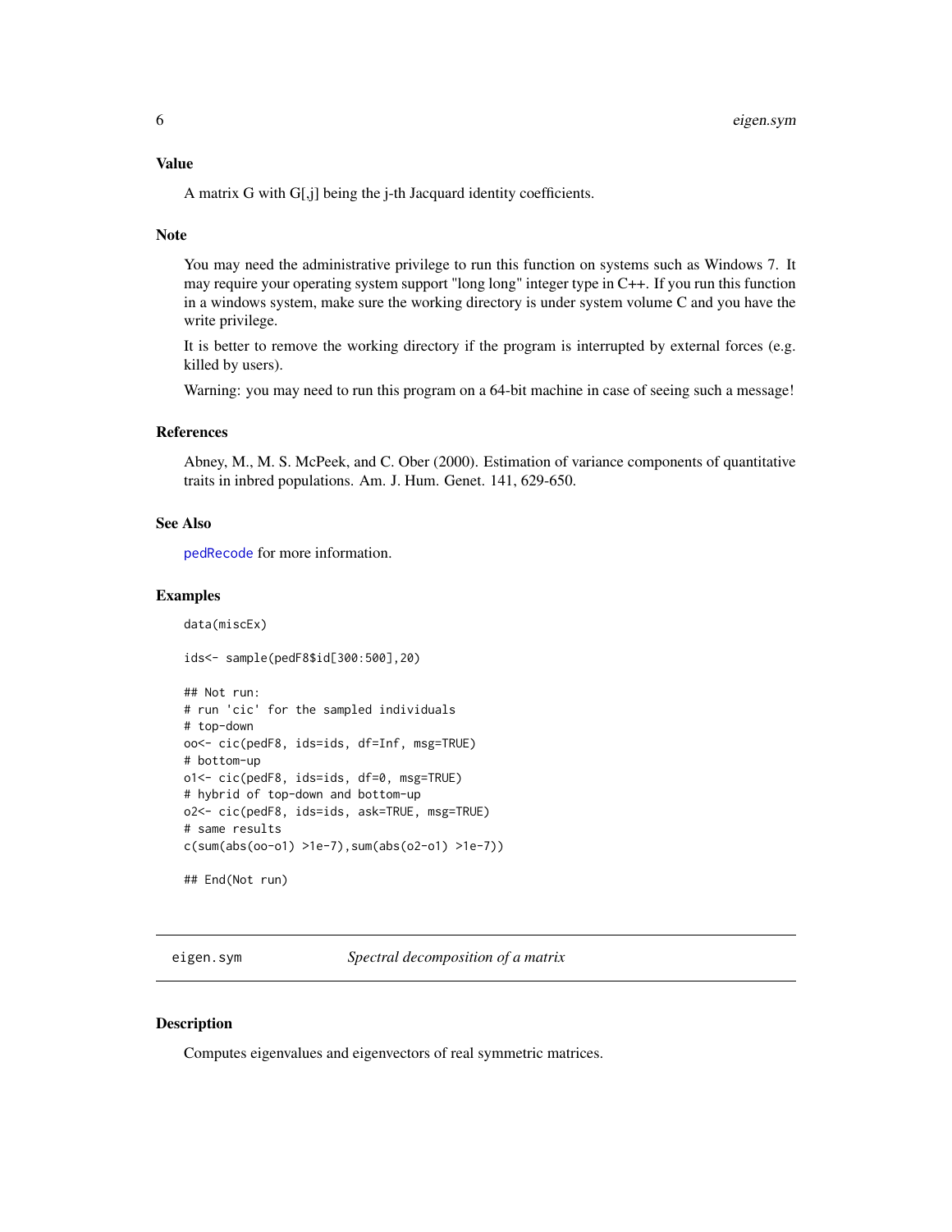## Value

A matrix G with G[,j] being the j-th Jacquard identity coefficients.

## Note

You may need the administrative privilege to run this function on systems such as Windows 7. It may require your operating system support "long long" integer type in C++. If you run this function in a windows system, make sure the working directory is under system volume C and you have the write privilege.

It is better to remove the working directory if the program is interrupted by external forces (e.g. killed by users).

Warning: you may need to run this program on a 64-bit machine in case of seeing such a message!

## References

Abney, M., M. S. McPeek, and C. Ober (2000). Estimation of variance components of quantitative traits in inbred populations. Am. J. Hum. Genet. 141, 629-650.

## See Also

pedRecode for more information.

## Examples

```
data(miscEx)

ids<- sample(pedF8$id[300:500],20)

## Not run:
# run 'cic' for the sampled individuals
# top-down
oo<- cic(pedF8, ids=ids, df=Inf, msg=TRUE)
# bottom-up
o1<- cic(pedF8, ids=ids, df=0, msg=TRUE)
# hybrid of top-down and bottom-up
o2<- cic(pedF8, ids=ids, ask=TRUE, msg=TRUE)
# same results
c(sum(abs(oo-o1) >1e-7),sum(abs(o2-o1) >1e-7))

## End(Not run)
```

---

# eigen.sym — *Spectral decomposition of a matrix*

## Description

Computes eigenvalues and eigenvectors of real symmetric matrices.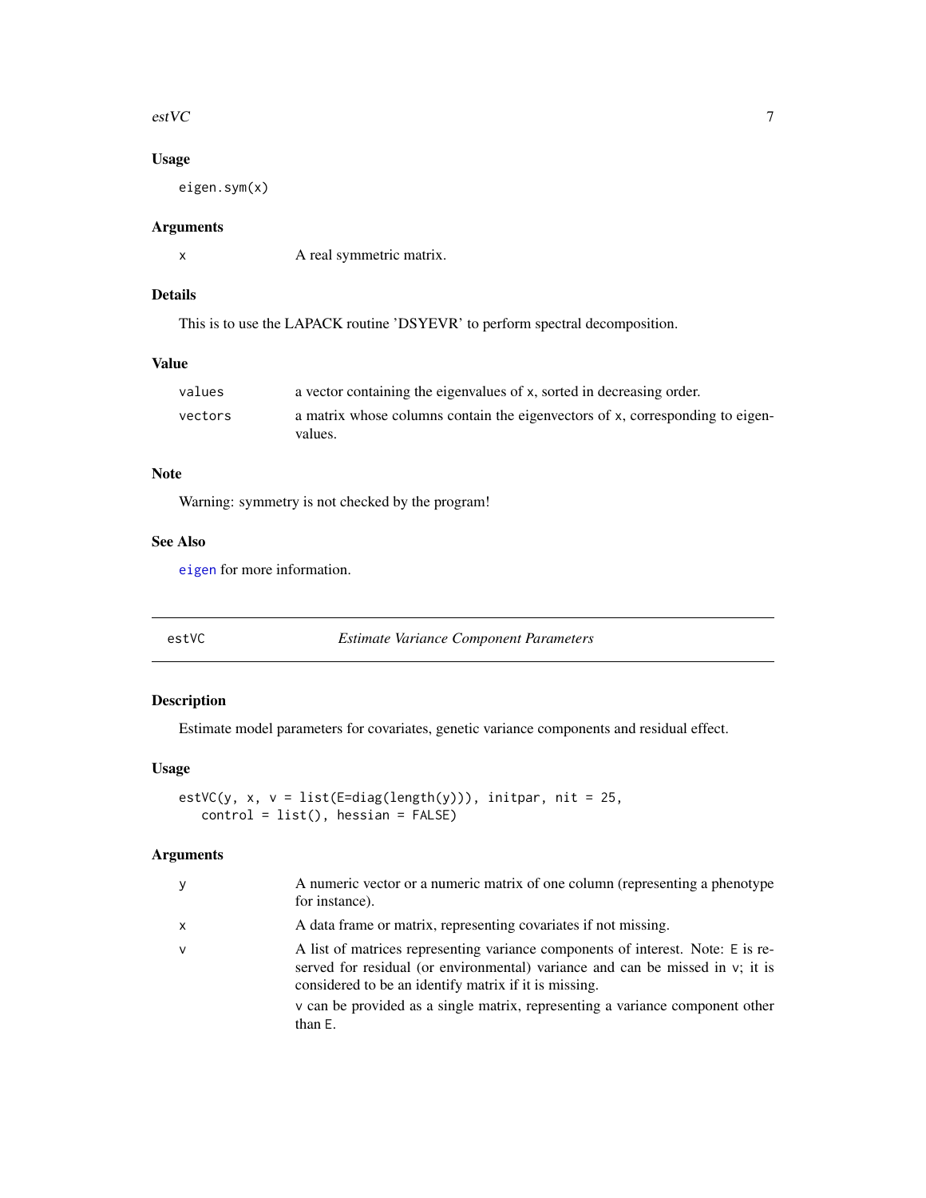### Usage

```
eigen.sym(x)
```

### Arguments

| | |
|---|---|
| x | A real symmetric matrix. |

### Details

This is to use the LAPACK routine 'DSYEVR' to perform spectral decomposition.

### Value

| | |
|---|---|
| values | a vector containing the eigenvalues of x, sorted in decreasing order. |
| vectors | a matrix whose columns contain the eigenvectors of x, corresponding to eigenvalues. |

### Note

Warning: symmetry is not checked by the program!

### See Also

eigen for more information.

---

## estVC *Estimate Variance Component Parameters*

### Description

Estimate model parameters for covariates, genetic variance components and residual effect.

### Usage

```
estVC(y, x, v = list(E=diag(length(y))), initpar, nit = 25,
   control = list(), hessian = FALSE)
```

### Arguments

| | |
|---|---|
| y | A numeric vector or a numeric matrix of one column (representing a phenotype for instance). |
| x | A data frame or matrix, representing covariates if not missing. |
| v | A list of matrices representing variance components of interest. Note: E is reserved for residual (or environmental) variance and can be missed in v; it is considered to be an identify matrix if it is missing. v can be provided as a single matrix, representing a variance component other than E. |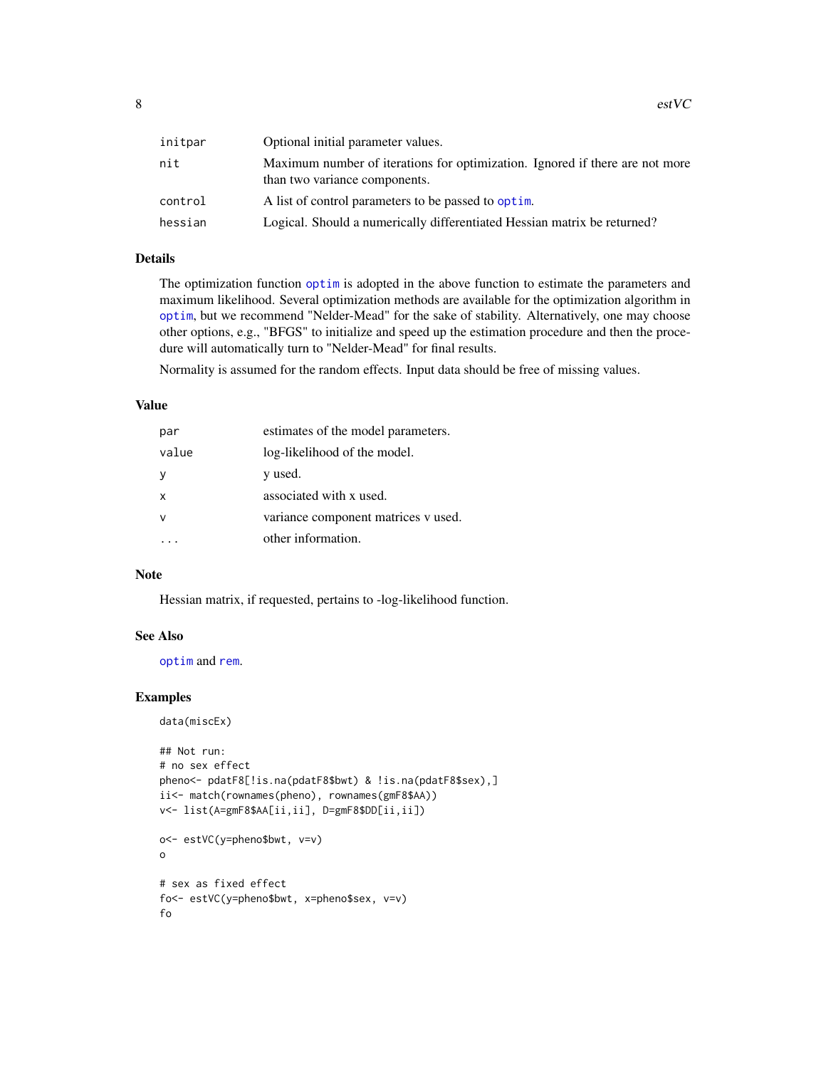| | |
|---|---|
| initpar | Optional initial parameter values. |
| nit | Maximum number of iterations for optimization. Ignored if there are not more than two variance components. |
| control | A list of control parameters to be passed to optim. |
| hessian | Logical. Should a numerically differentiated Hessian matrix be returned? |

## Details

The optimization function optim is adopted in the above function to estimate the parameters and maximum likelihood. Several optimization methods are available for the optimization algorithm in optim, but we recommend "Nelder-Mead" for the sake of stability. Alternatively, one may choose other options, e.g., "BFGS" to initialize and speed up the estimation procedure and then the procedure will automatically turn to "Nelder-Mead" for final results.

Normality is assumed for the random effects. Input data should be free of missing values.

## Value

| | |
|---|---|
| par | estimates of the model parameters. |
| value | log-likelihood of the model. |
| y | y used. |
| x | associated with x used. |
| v | variance component matrices v used. |
| ... | other information. |

## Note

Hessian matrix, if requested, pertains to -log-likelihood function.

## See Also

optim and rem.

## Examples

```
data(miscEx)

## Not run:
# no sex effect
pheno<- pdatF8[!is.na(pdatF8$bwt) & !is.na(pdatF8$sex),]
ii<- match(rownames(pheno), rownames(gmF8$AA))
v<- list(A=gmF8$AA[ii,ii], D=gmF8$DD[ii,ii])

o<- estVC(y=pheno$bwt, v=v)
o

# sex as fixed effect
fo<- estVC(y=pheno$bwt, x=pheno$sex, v=v)
fo
```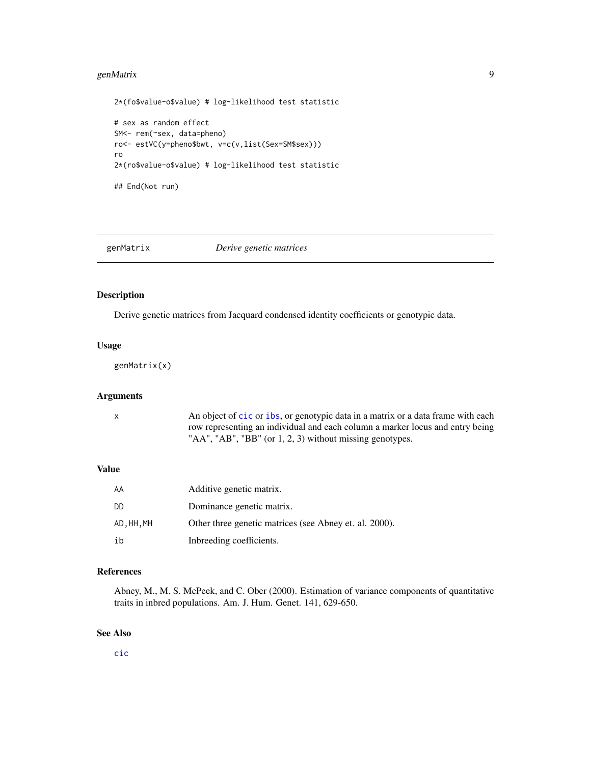```
2*(fo$value-o$value) # log-likelihood test statistic

# sex as random effect
SM<- rem(~sex, data=pheno)
ro<- estVC(y=pheno$bwt, v=c(v,list(Sex=SM$sex)))
ro
2*(ro$value-o$value) # log-likelihood test statistic

## End(Not run)
```

---

## genMatrix — *Derive genetic matrices*

### Description

Derive genetic matrices from Jacquard condensed identity coefficients or genotypic data.

### Usage

```
genMatrix(x)
```

### Arguments

| | |
|---|---|
| `x` | An object of `cic` or `ibs`, or genotypic data in a matrix or a data frame with each row representing an individual and each column a marker locus and entry being "AA", "AB", "BB" (or 1, 2, 3) without missing genotypes. |

### Value

| | |
|---|---|
| `AA` | Additive genetic matrix. |
| `DD` | Dominance genetic matrix. |
| `AD,HH,MH` | Other three genetic matrices (see Abney et. al. 2000). |
| `ib` | Inbreeding coefficients. |

### References

Abney, M., M. S. McPeek, and C. Ober (2000). Estimation of variance components of quantitative traits in inbred populations. Am. J. Hum. Genet. 141, 629-650.

### See Also

`cic`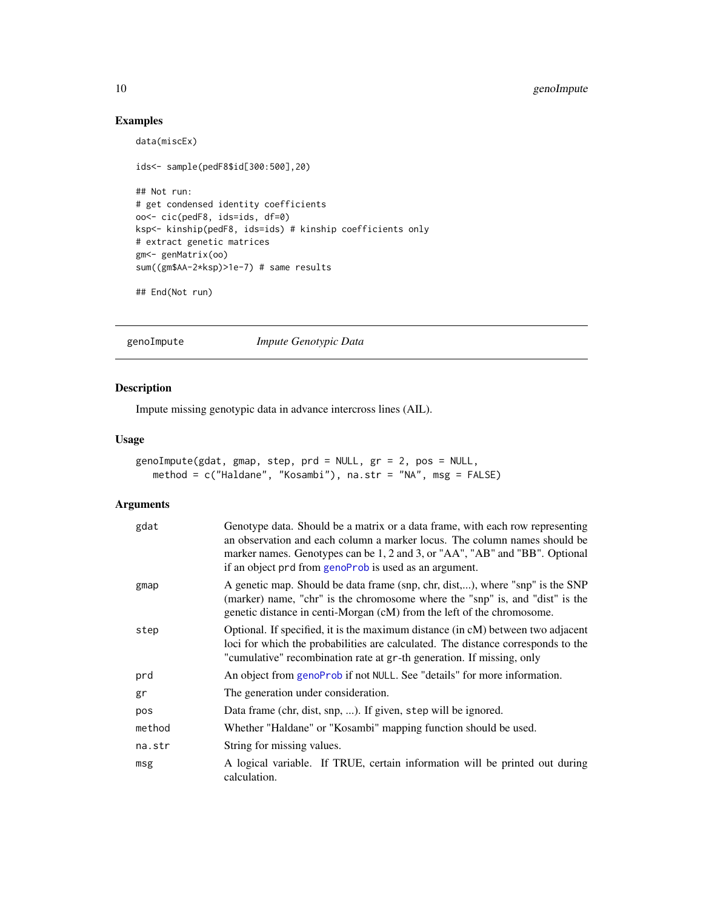## Examples

```
data(miscEx)

ids<- sample(pedF8$id[300:500],20)

## Not run:
# get condensed identity coefficients
oo<- cic(pedF8, ids=ids, df=0)
ksp<- kinship(pedF8, ids=ids) # kinship coefficients only
# extract genetic matrices
gm<- genMatrix(oo)
sum((gm$AA-2*ksp)>1e-7) # same results

## End(Not run)
```

---

## genoImpute    *Impute Genotypic Data*

### Description

Impute missing genotypic data in advance intercross lines (AIL).

### Usage

```
genoImpute(gdat, gmap, step, prd = NULL, gr = 2, pos = NULL,
   method = c("Haldane", "Kosambi"), na.str = "NA", msg = FALSE)
```

### Arguments

| | |
|---|---|
| gdat | Genotype data. Should be a matrix or a data frame, with each row representing an observation and each column a marker locus. The column names should be marker names. Genotypes can be 1, 2 and 3, or "AA", "AB" and "BB". Optional if an object `prd` from `genoProb` is used as an argument. |
| gmap | A genetic map. Should be data frame (snp, chr, dist,...), where "snp" is the SNP (marker) name, "chr" is the chromosome where the "snp" is, and "dist" is the genetic distance in centi-Morgan (cM) from the left of the chromosome. |
| step | Optional. If specified, it is the maximum distance (in cM) between two adjacent loci for which the probabilities are calculated. The distance corresponds to the "cumulative" recombination rate at `gr`-th generation. If missing, only |
| prd | An object from `genoProb` if not `NULL`. See "details" for more information. |
| gr | The generation under consideration. |
| pos | Data frame (chr, dist, snp, ...). If given, `step` will be ignored. |
| method | Whether "Haldane" or "Kosambi" mapping function should be used. |
| na.str | String for missing values. |
| msg | A logical variable. If TRUE, certain information will be printed out during calculation. |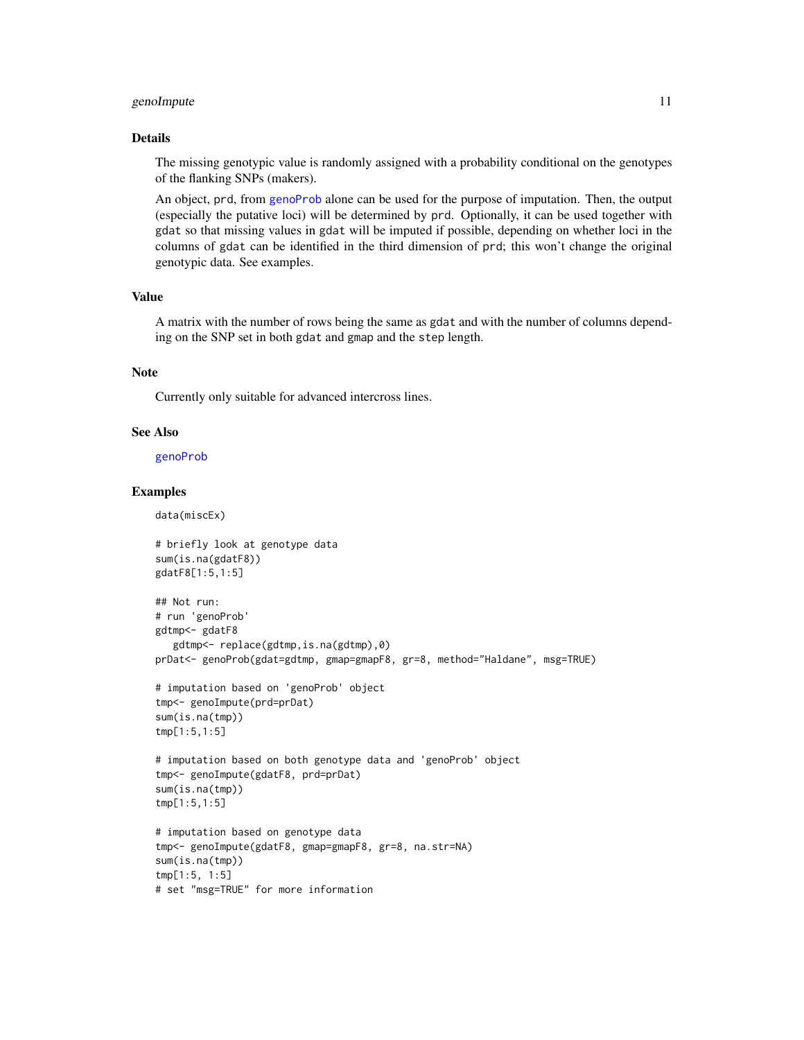## Details

The missing genotypic value is randomly assigned with a probability conditional on the genotypes of the flanking SNPs (makers).

An object, `prd`, from genoProb alone can be used for the purpose of imputation. Then, the output (especially the putative loci) will be determined by `prd`. Optionally, it can be used together with `gdat` so that missing values in `gdat` will be imputed if possible, depending on whether loci in the columns of `gdat` can be identified in the third dimension of `prd`; this won't change the original genotypic data. See examples.

## Value

A matrix with the number of rows being the same as `gdat` and with the number of columns depending on the SNP set in both `gdat` and `gmap` and the `step` length.

## Note

Currently only suitable for advanced intercross lines.

## See Also

genoProb

## Examples

```
data(miscEx)

# briefly look at genotype data
sum(is.na(gdatF8))
gdatF8[1:5,1:5]

## Not run:
# run 'genoProb'
gdtmp<- gdatF8
   gdtmp<- replace(gdtmp,is.na(gdtmp),0)
prDat<- genoProb(gdat=gdtmp, gmap=gmapF8, gr=8, method="Haldane", msg=TRUE)

# imputation based on 'genoProb' object
tmp<- genoImpute(prd=prDat)
sum(is.na(tmp))
tmp[1:5,1:5]

# imputation based on both genotype data and 'genoProb' object
tmp<- genoImpute(gdatF8, prd=prDat)
sum(is.na(tmp))
tmp[1:5,1:5]

# imputation based on genotype data
tmp<- genoImpute(gdatF8, gmap=gmapF8, gr=8, na.str=NA)
sum(is.na(tmp))
tmp[1:5, 1:5]
# set "msg=TRUE" for more information
```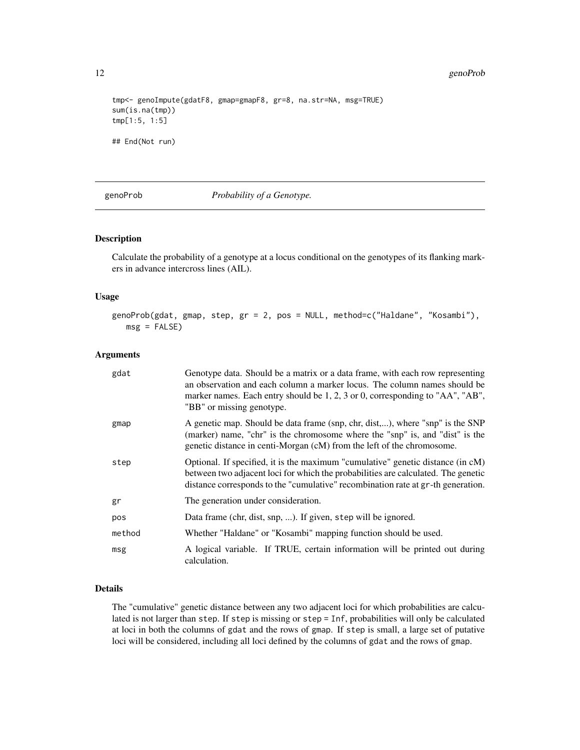```
tmp<- genoImpute(gdatF8, gmap=gmapF8, gr=8, na.str=NA, msg=TRUE)
sum(is.na(tmp))
tmp[1:5, 1:5]

## End(Not run)
```

---

## genoProb — *Probability of a Genotype.*

---

### Description

Calculate the probability of a genotype at a locus conditional on the genotypes of its flanking markers in advance intercross lines (AIL).

### Usage

```
genoProb(gdat, gmap, step, gr = 2, pos = NULL, method=c("Haldane", "Kosambi"),
   msg = FALSE)
```

### Arguments

| | |
|---|---|
| gdat | Genotype data. Should be a matrix or a data frame, with each row representing an observation and each column a marker locus. The column names should be marker names. Each entry should be 1, 2, 3 or 0, corresponding to "AA", "AB", "BB" or missing genotype. |
| gmap | A genetic map. Should be data frame (snp, chr, dist,...), where "snp" is the SNP (marker) name, "chr" is the chromosome where the "snp" is, and "dist" is the genetic distance in centi-Morgan (cM) from the left of the chromosome. |
| step | Optional. If specified, it is the maximum "cumulative" genetic distance (in cM) between two adjacent loci for which the probabilities are calculated. The genetic distance corresponds to the "cumulative" recombination rate at gr-th generation. |
| gr | The generation under consideration. |
| pos | Data frame (chr, dist, snp, ...). If given, step will be ignored. |
| method | Whether "Haldane" or "Kosambi" mapping function should be used. |
| msg | A logical variable. If TRUE, certain information will be printed out during calculation. |

### Details

The "cumulative" genetic distance between any two adjacent loci for which probabilities are calculated is not larger than step. If step is missing or step = Inf, probabilities will only be calculated at loci in both the columns of gdat and the rows of gmap. If step is small, a large set of putative loci will be considered, including all loci defined by the columns of gdat and the rows of gmap.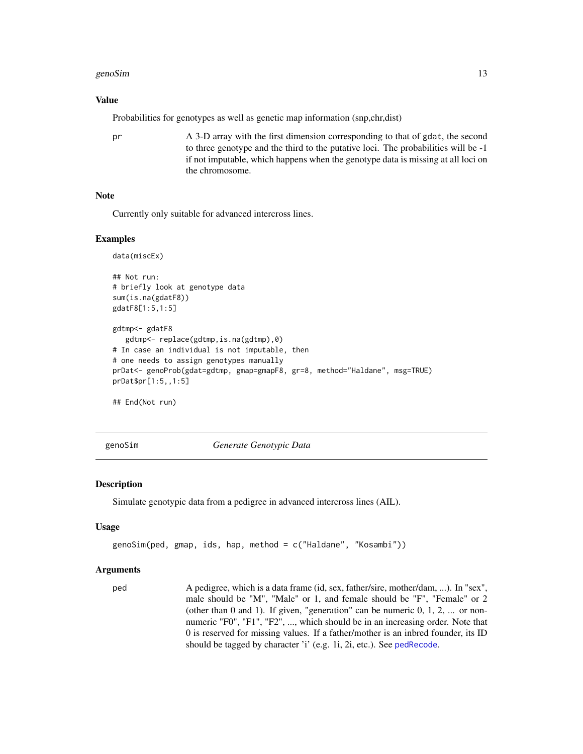### Value

Probabilities for genotypes as well as genetic map information (snp,chr,dist)

pr
: A 3-D array with the first dimension corresponding to that of `gdat`, the second to three genotype and the third to the putative loci. The probabilities will be -1 if not imputable, which happens when the genotype data is missing at all loci on the chromosome.

### Note

Currently only suitable for advanced intercross lines.

### Examples

```
data(miscEx)

## Not run:
# briefly look at genotype data
sum(is.na(gdatF8))
gdatF8[1:5,1:5]

gdtmp<- gdatF8
   gdtmp<- replace(gdtmp,is.na(gdtmp),0)
# In case an individual is not imputable, then
# one needs to assign genotypes manually
prDat<- genoProb(gdat=gdtmp, gmap=gmapF8, gr=8, method="Haldane", msg=TRUE)
prDat$pr[1:5,,1:5]

## End(Not run)
```

---

## genoSim — *Generate Genotypic Data*

### Description

Simulate genotypic data from a pedigree in advanced intercross lines (AIL).

### Usage

```
genoSim(ped, gmap, ids, hap, method = c("Haldane", "Kosambi"))
```

### Arguments

ped
: A pedigree, which is a data frame (id, sex, father/sire, mother/dam, ...). In "sex", male should be "M", "Male" or 1, and female should be "F", "Female" or 2 (other than 0 and 1). If given, "generation" can be numeric 0, 1, 2, ... or non-numeric "F0", "F1", "F2", ..., which should be in an increasing order. Note that 0 is reserved for missing values. If a father/mother is an inbred founder, its ID should be tagged by character 'i' (e.g. 1i, 2i, etc.). See `pedRecode`.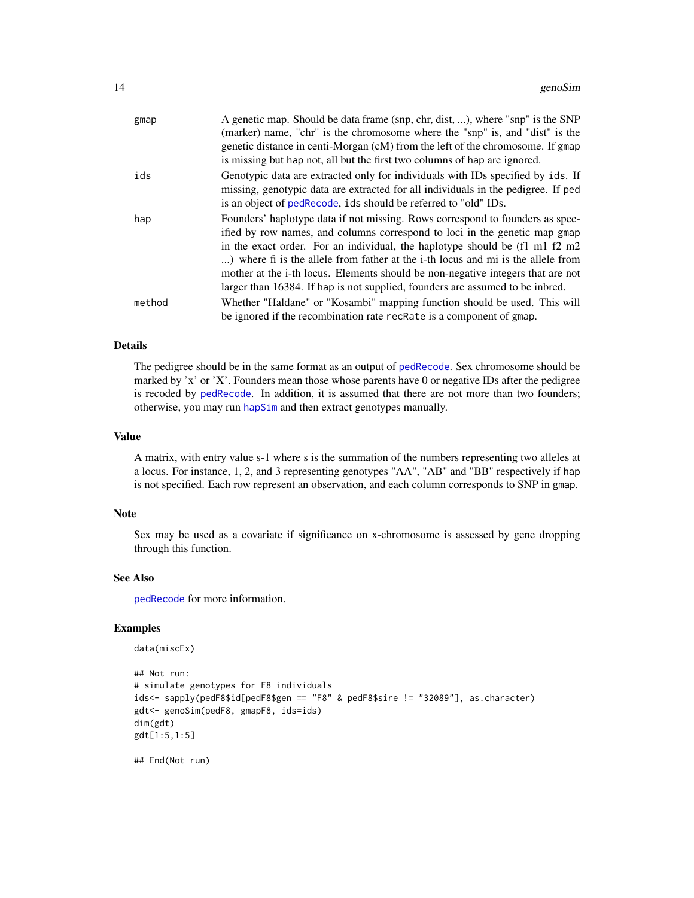gmap
: A genetic map. Should be data frame (snp, chr, dist, ...), where "snp" is the SNP (marker) name, "chr" is the chromosome where the "snp" is, and "dist" is the genetic distance in centi-Morgan (cM) from the left of the chromosome. If gmap is missing but hap not, all but the first two columns of hap are ignored.

ids
: Genotypic data are extracted only for individuals with IDs specified by ids. If missing, genotypic data are extracted for all individuals in the pedigree. If ped is an object of pedRecode, ids should be referred to "old" IDs.

hap
: Founders' haplotype data if not missing. Rows correspond to founders as specified by row names, and columns correspond to loci in the genetic map gmap in the exact order. For an individual, the haplotype should be (f1 m1 f2 m2 ...) where fi is the allele from father at the i-th locus and mi is the allele from mother at the i-th locus. Elements should be non-negative integers that are not larger than 16384. If hap is not supplied, founders are assumed to be inbred.

method
: Whether "Haldane" or "Kosambi" mapping function should be used. This will be ignored if the recombination rate recRate is a component of gmap.

## Details

The pedigree should be in the same format as an output of pedRecode. Sex chromosome should be marked by 'x' or 'X'. Founders mean those whose parents have 0 or negative IDs after the pedigree is recoded by pedRecode. In addition, it is assumed that there are not more than two founders; otherwise, you may run hapSim and then extract genotypes manually.

## Value

A matrix, with entry value s-1 where s is the summation of the numbers representing two alleles at a locus. For instance, 1, 2, and 3 representing genotypes "AA", "AB" and "BB" respectively if hap is not specified. Each row represent an observation, and each column corresponds to SNP in gmap.

## Note

Sex may be used as a covariate if significance on x-chromosome is assessed by gene dropping through this function.

## See Also

pedRecode for more information.

## Examples

```
data(miscEx)

## Not run:
# simulate genotypes for F8 individuals
ids<- sapply(pedF8$id[pedF8$gen == "F8" & pedF8$sire != "32089"], as.character)
gdt<- genoSim(pedF8, gmapF8, ids=ids)
dim(gdt)
gdt[1:5,1:5]

## End(Not run)
```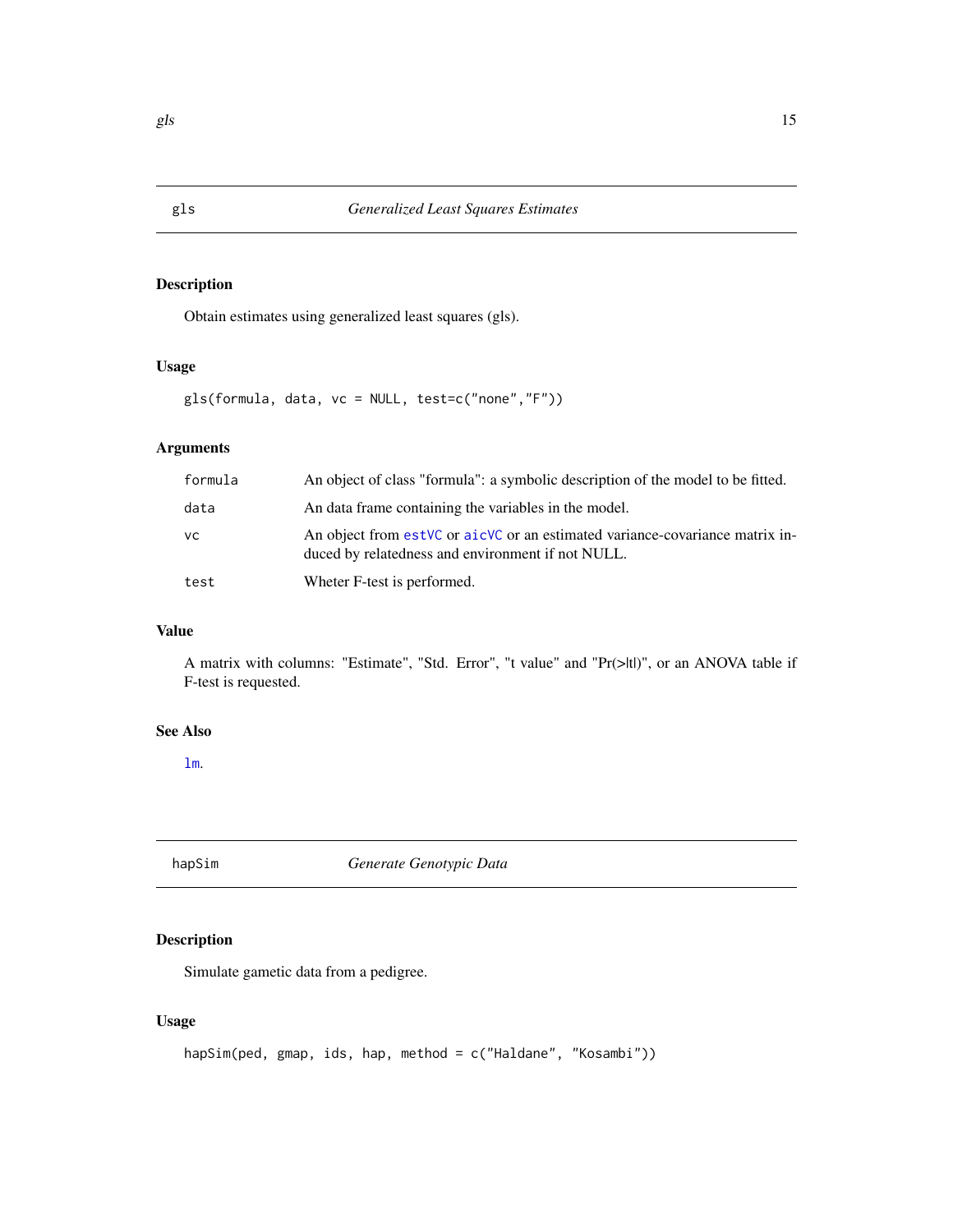## gls — *Generalized Least Squares Estimates*

### Description

Obtain estimates using generalized least squares (gls).

### Usage

```
gls(formula, data, vc = NULL, test=c("none","F"))
```

### Arguments

| | |
|---|---|
| `formula` | An object of class "formula": a symbolic description of the model to be fitted. |
| `data` | An data frame containing the variables in the model. |
| `vc` | An object from `estVC` or `aicVC` or an estimated variance-covariance matrix induced by relatedness and environment if not NULL. |
| `test` | Wheter F-test is performed. |

### Value

A matrix with columns: "Estimate", "Std. Error", "t value" and "Pr(>|t|)", or an ANOVA table if F-test is requested.

### See Also

`lm`.

## hapSim — *Generate Genotypic Data*

### Description

Simulate gametic data from a pedigree.

### Usage

```
hapSim(ped, gmap, ids, hap, method = c("Haldane", "Kosambi"))
```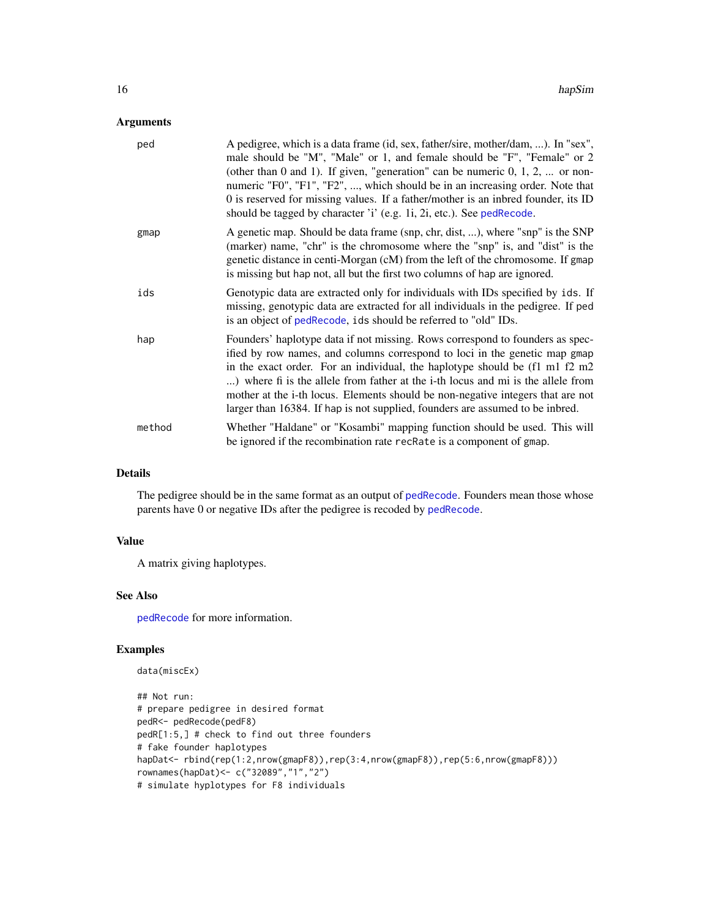### Arguments

| | |
|---|---|
| ped | A pedigree, which is a data frame (id, sex, father/sire, mother/dam, ...). In "sex", male should be "M", "Male" or 1, and female should be "F", "Female" or 2 (other than 0 and 1). If given, "generation" can be numeric 0, 1, 2, ... or non-numeric "F0", "F1", "F2", ..., which should be in an increasing order. Note that 0 is reserved for missing values. If a father/mother is an inbred founder, its ID should be tagged by character 'i' (e.g. 1i, 2i, etc.). See pedRecode. |
| gmap | A genetic map. Should be data frame (snp, chr, dist, ...), where "snp" is the SNP (marker) name, "chr" is the chromosome where the "snp" is, and "dist" is the genetic distance in centi-Morgan (cM) from the left of the chromosome. If gmap is missing but hap not, all but the first two columns of hap are ignored. |
| ids | Genotypic data are extracted only for individuals with IDs specified by ids. If missing, genotypic data are extracted for all individuals in the pedigree. If ped is an object of pedRecode, ids should be referred to "old" IDs. |
| hap | Founders' haplotype data if not missing. Rows correspond to founders as specified by row names, and columns correspond to loci in the genetic map gmap in the exact order. For an individual, the haplotype should be (f1 m1 f2 m2 ...) where fi is the allele from father at the i-th locus and mi is the allele from mother at the i-th locus. Elements should be non-negative integers that are not larger than 16384. If hap is not supplied, founders are assumed to be inbred. |
| method | Whether "Haldane" or "Kosambi" mapping function should be used. This will be ignored if the recombination rate recRate is a component of gmap. |

### Details

The pedigree should be in the same format as an output of pedRecode. Founders mean those whose parents have 0 or negative IDs after the pedigree is recoded by pedRecode.

### Value

A matrix giving haplotypes.

### See Also

pedRecode for more information.

### Examples

```
data(miscEx)

## Not run:
# prepare pedigree in desired format
pedR<- pedRecode(pedF8)
pedR[1:5,] # check to find out three founders
# fake founder haplotypes
hapDat<- rbind(rep(1:2,nrow(gmapF8)),rep(3:4,nrow(gmapF8)),rep(5:6,nrow(gmapF8)))
rownames(hapDat)<- c("32089","1","2")
# simulate hyplotypes for F8 individuals
```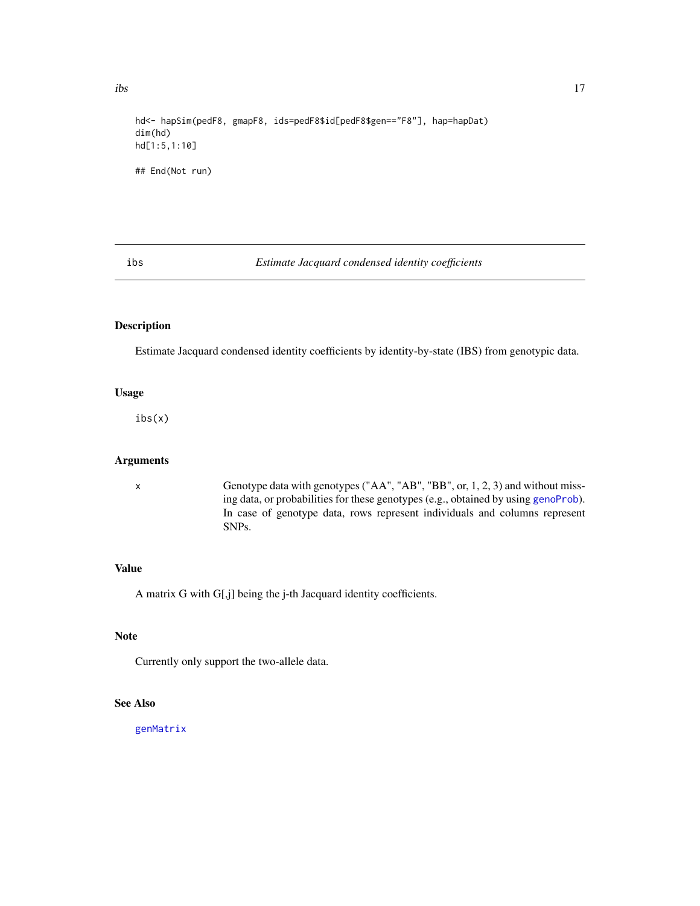```
hd<- hapSim(pedF8, gmapF8, ids=pedF8$id[pedF8$gen=="F8"], hap=hapDat)
dim(hd)
hd[1:5,1:10]

## End(Not run)
```

## ibs — *Estimate Jacquard condensed identity coefficients*

### Description

Estimate Jacquard condensed identity coefficients by identity-by-state (IBS) from genotypic data.

### Usage

```
ibs(x)
```

### Arguments

| | |
|---|---|
| x | Genotype data with genotypes ("AA", "AB", "BB", or, 1, 2, 3) and without missing data, or probabilities for these genotypes (e.g., obtained by using genoProb). In case of genotype data, rows represent individuals and columns represent SNPs. |

### Value

A matrix G with G[,j] being the j-th Jacquard identity coefficients.

### Note

Currently only support the two-allele data.

### See Also

genMatrix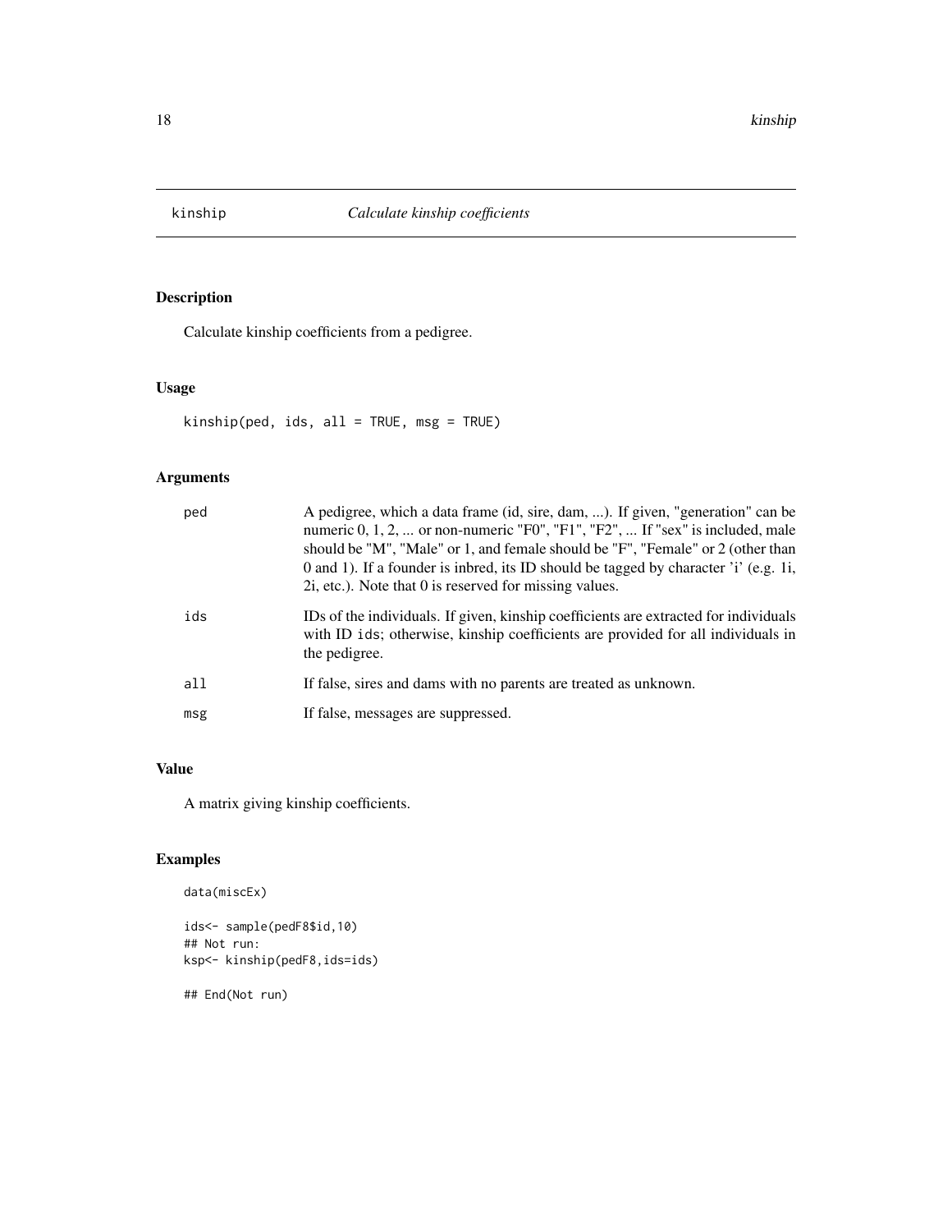# kinship — *Calculate kinship coefficients*

## Description

Calculate kinship coefficients from a pedigree.

## Usage

```
kinship(ped, ids, all = TRUE, msg = TRUE)
```

## Arguments

| | |
|---|---|
| ped | A pedigree, which a data frame (id, sire, dam, ...). If given, "generation" can be numeric 0, 1, 2, ... or non-numeric "F0", "F1", "F2", ... If "sex" is included, male should be "M", "Male" or 1, and female should be "F", "Female" or 2 (other than 0 and 1). If a founder is inbred, its ID should be tagged by character 'i' (e.g. 1i, 2i, etc.). Note that 0 is reserved for missing values. |
| ids | IDs of the individuals. If given, kinship coefficients are extracted for individuals with ID `ids`; otherwise, kinship coefficients are provided for all individuals in the pedigree. |
| all | If false, sires and dams with no parents are treated as unknown. |
| msg | If false, messages are suppressed. |

## Value

A matrix giving kinship coefficients.

## Examples

```
data(miscEx)

ids<- sample(pedF8$id,10)
## Not run:
ksp<- kinship(pedF8,ids=ids)

## End(Not run)
```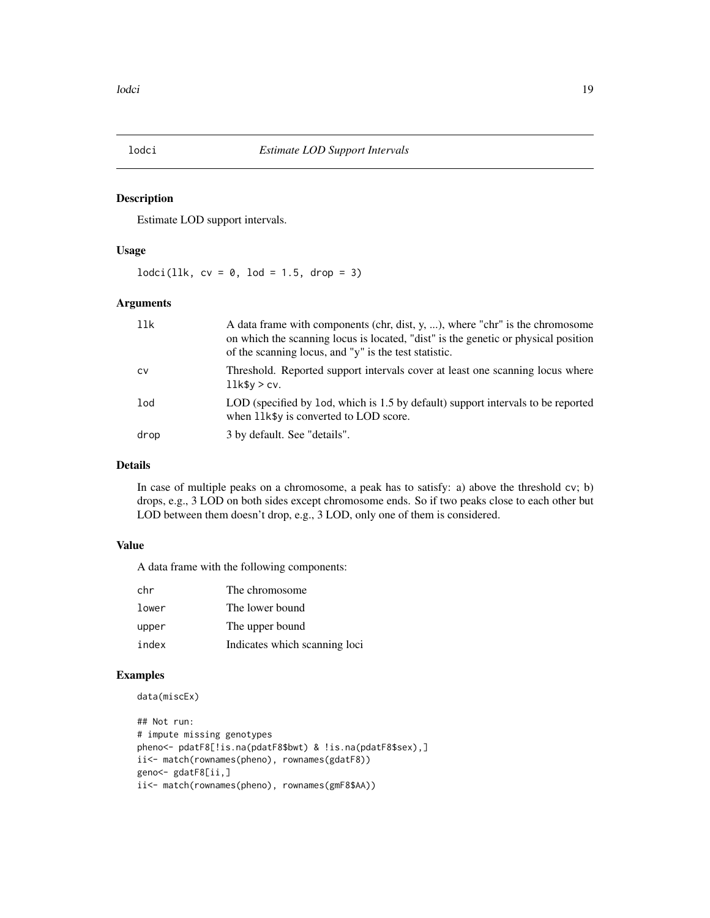# lodci — *Estimate LOD Support Intervals*

## Description

Estimate LOD support intervals.

## Usage

```
lodci(llk, cv = 0, lod = 1.5, drop = 3)
```

## Arguments

| | |
|---|---|
| `llk` | A data frame with components (chr, dist, y, ...), where "chr" is the chromosome on which the scanning locus is located, "dist" is the genetic or physical position of the scanning locus, and "y" is the test statistic. |
| `cv` | Threshold. Reported support intervals cover at least one scanning locus where `llk$y > cv`. |
| `lod` | LOD (specified by `lod`, which is 1.5 by default) support intervals to be reported when `llk$y` is converted to LOD score. |
| `drop` | 3 by default. See "details". |

## Details

In case of multiple peaks on a chromosome, a peak has to satisfy: a) above the threshold `cv`; b) drops, e.g., 3 LOD on both sides except chromosome ends. So if two peaks close to each other but LOD between them doesn't drop, e.g., 3 LOD, only one of them is considered.

## Value

A data frame with the following components:

| | |
|---|---|
| `chr` | The chromosome |
| `lower` | The lower bound |
| `upper` | The upper bound |
| `index` | Indicates which scanning loci |

## Examples

```
data(miscEx)

## Not run:
# impute missing genotypes
pheno<- pdatF8[!is.na(pdatF8$bwt) & !is.na(pdatF8$sex),]
ii<- match(rownames(pheno), rownames(gdatF8))
geno<- gdatF8[ii,]
ii<- match(rownames(pheno), rownames(gmF8$AA))
```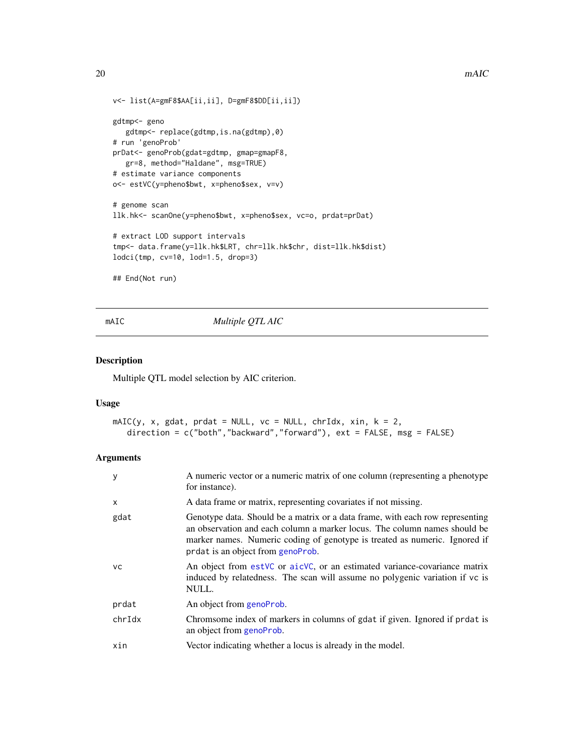```
v<- list(A=gmF8$AA[ii,ii], D=gmF8$DD[ii,ii])

gdtmp<- geno
   gdtmp<- replace(gdtmp,is.na(gdtmp),0)
# run 'genoProb'
prDat<- genoProb(gdat=gdtmp, gmap=gmapF8,
   gr=8, method="Haldane", msg=TRUE)
# estimate variance components
o<- estVC(y=pheno$bwt, x=pheno$sex, v=v)

# genome scan
llk.hk<- scanOne(y=pheno$bwt, x=pheno$sex, vc=o, prdat=prDat)

# extract LOD support intervals
tmp<- data.frame(y=llk.hk$LRT, chr=llk.hk$chr, dist=llk.hk$dist)
lodci(tmp, cv=10, lod=1.5, drop=3)

## End(Not run)
```

---

## mAIC — *Multiple QTL AIC*

### Description

Multiple QTL model selection by AIC criterion.

### Usage

```
mAIC(y, x, gdat, prdat = NULL, vc = NULL, chrIdx, xin, k = 2,
   direction = c("both","backward","forward"), ext = FALSE, msg = FALSE)
```

### Arguments

| | |
|---|---|
| `y` | A numeric vector or a numeric matrix of one column (representing a phenotype for instance). |
| `x` | A data frame or matrix, representing covariates if not missing. |
| `gdat` | Genotype data. Should be a matrix or a data frame, with each row representing an observation and each column a marker locus. The column names should be marker names. Numeric coding of genotype is treated as numeric. Ignored if `prdat` is an object from `genoProb`. |
| `vc` | An object from `estVC` or `aicVC`, or an estimated variance-covariance matrix induced by relatedness. The scan will assume no polygenic variation if vc is NULL. |
| `prdat` | An object from `genoProb`. |
| `chrIdx` | Chromsome index of markers in columns of `gdat` if given. Ignored if `prdat` is an object from `genoProb`. |
| `xin` | Vector indicating whether a locus is already in the model. |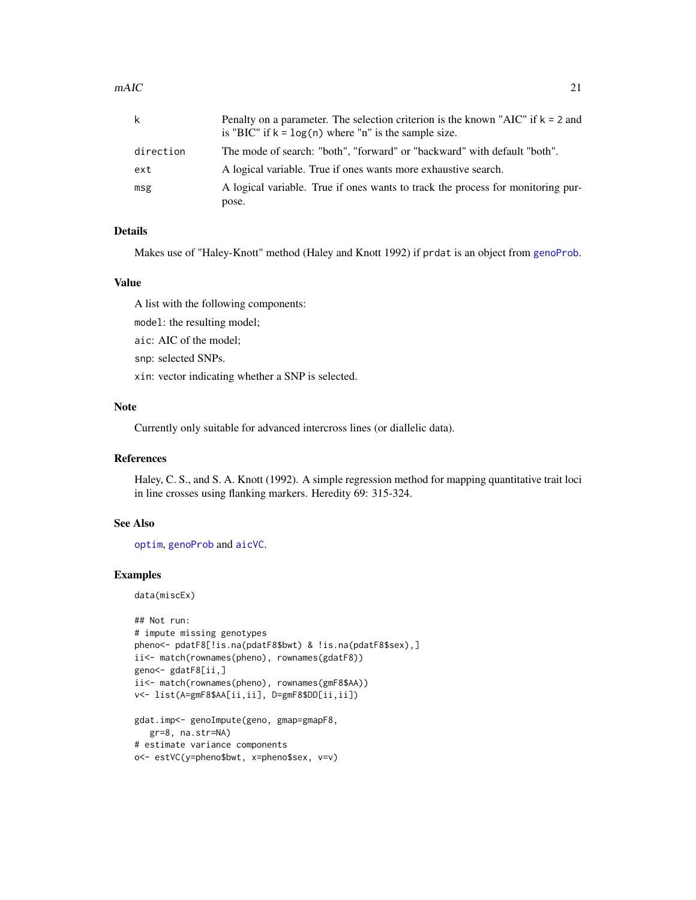| | |
|---|---|
| k | Penalty on a parameter. The selection criterion is the known "AIC" if k = 2 and is "BIC" if k = log(n) where "n" is the sample size. |
| direction | The mode of search: "both", "forward" or "backward" with default "both". |
| ext | A logical variable. True if ones wants more exhaustive search. |
| msg | A logical variable. True if ones wants to track the process for monitoring purpose. |

### Details

Makes use of "Haley-Knott" method (Haley and Knott 1992) if `prdat` is an object from `genoProb`.

### Value

A list with the following components:

`model`: the resulting model;

`aic`: AIC of the model;

`snp`: selected SNPs.

`xin`: vector indicating whether a SNP is selected.

### Note

Currently only suitable for advanced intercross lines (or diallelic data).

### References

Haley, C. S., and S. A. Knott (1992). A simple regression method for mapping quantitative trait loci in line crosses using flanking markers. Heredity 69: 315-324.

### See Also

`optim`, `genoProb` and `aicVC`.

### Examples

```
data(miscEx)

## Not run:
# impute missing genotypes
pheno<- pdatF8[!is.na(pdatF8$bwt) & !is.na(pdatF8$sex),]
ii<- match(rownames(pheno), rownames(gdatF8))
geno<- gdatF8[ii,]
ii<- match(rownames(pheno), rownames(gmF8$AA))
v<- list(A=gmF8$AA[ii,ii], D=gmF8$DD[ii,ii])

gdat.imp<- genoImpute(geno, gmap=gmapF8,
   gr=8, na.str=NA)
# estimate variance components
o<- estVC(y=pheno$bwt, x=pheno$sex, v=v)
```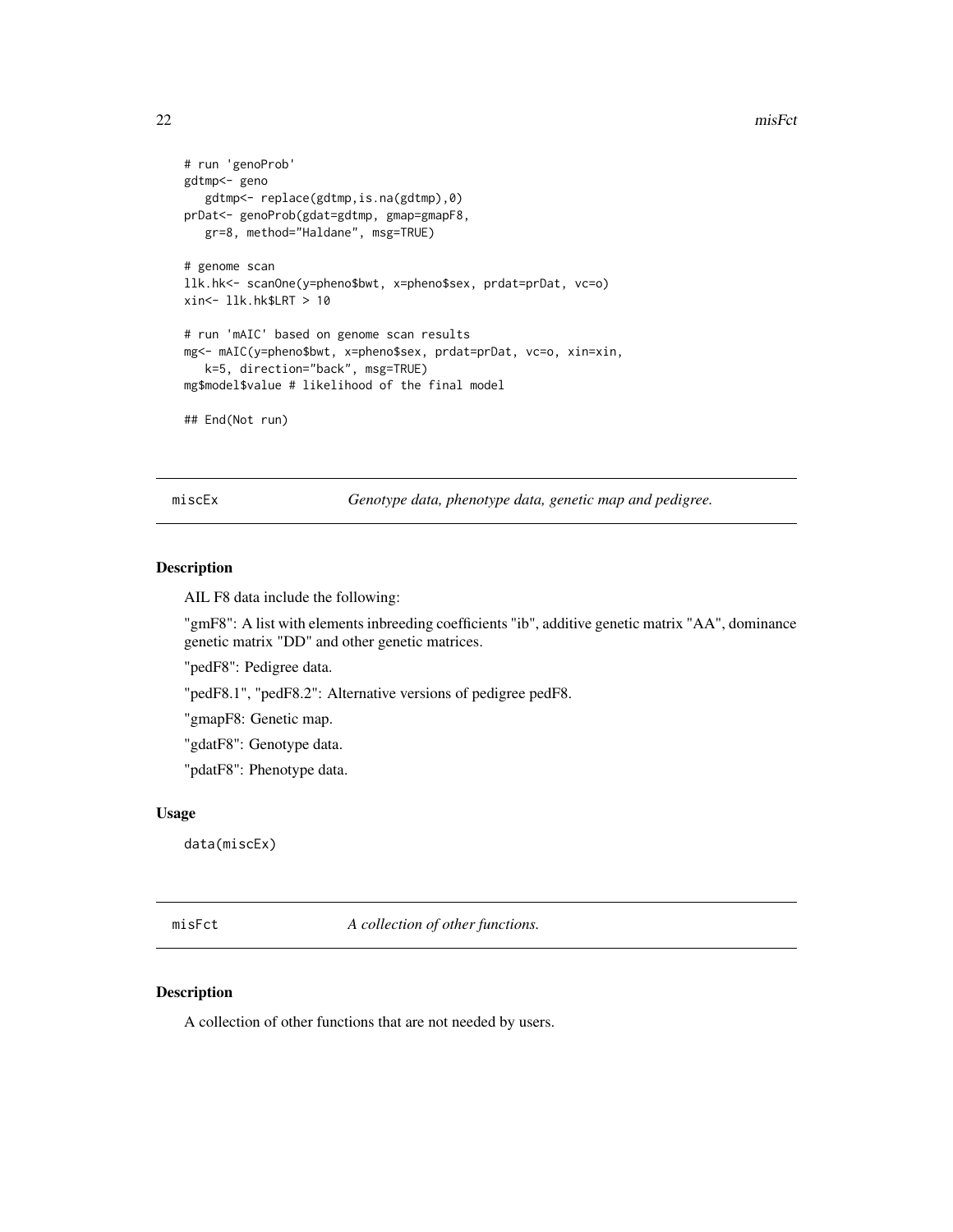```
# run 'genoProb'
gdtmp<- geno
   gdtmp<- replace(gdtmp,is.na(gdtmp),0)
prDat<- genoProb(gdat=gdtmp, gmap=gmapF8,
   gr=8, method="Haldane", msg=TRUE)

# genome scan
llk.hk<- scanOne(y=pheno$bwt, x=pheno$sex, prdat=prDat, vc=o)
xin<- llk.hk$LRT > 10

# run 'mAIC' based on genome scan results
mg<- mAIC(y=pheno$bwt, x=pheno$sex, prdat=prDat, vc=o, xin=xin,
   k=5, direction="back", msg=TRUE)
mg$model$value # likelihood of the final model

## End(Not run)
```

---

## miscEx — *Genotype data, phenotype data, genetic map and pedigree.*

### Description

AIL F8 data include the following:

"gmF8": A list with elements inbreeding coefficients "ib", additive genetic matrix "AA", dominance genetic matrix "DD" and other genetic matrices.

"pedF8": Pedigree data.

"pedF8.1", "pedF8.2": Alternative versions of pedigree pedF8.

"gmapF8: Genetic map.

"gdatF8": Genotype data.

"pdatF8": Phenotype data.

### Usage

```
data(miscEx)
```

---

## misFct — *A collection of other functions.*

### Description

A collection of other functions that are not needed by users.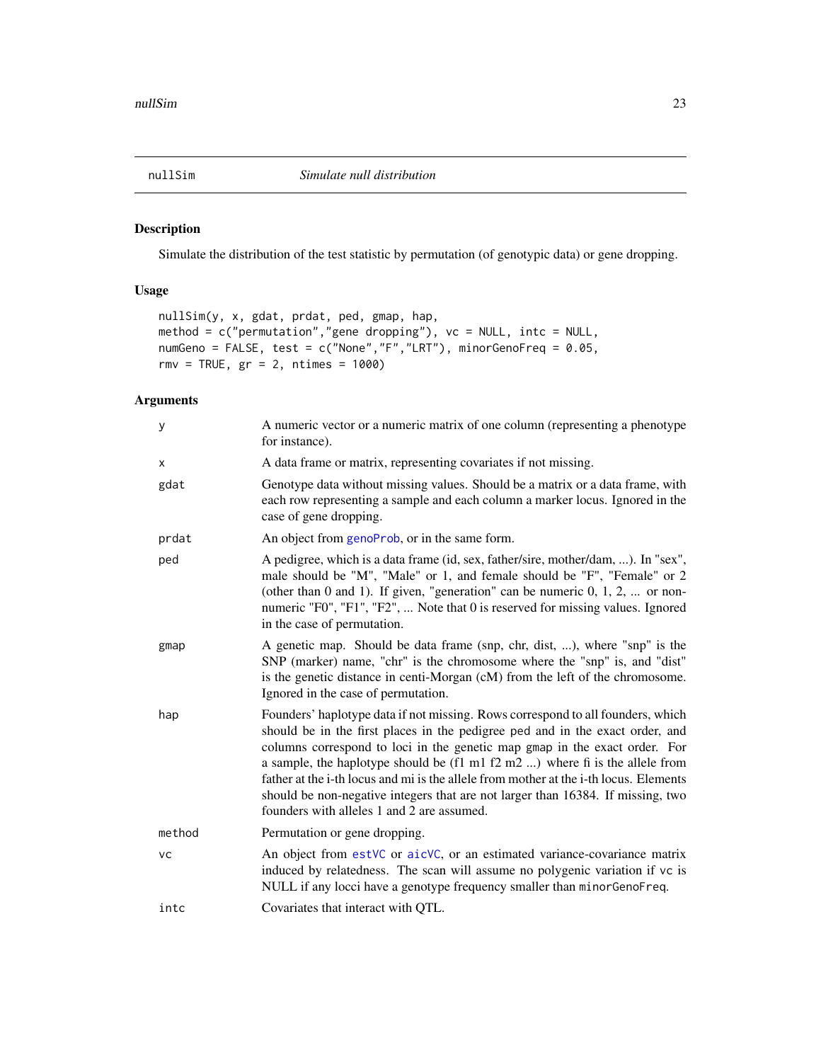# nullSim — *Simulate null distribution*

## Description

Simulate the distribution of the test statistic by permutation (of genotypic data) or gene dropping.

## Usage

```
nullSim(y, x, gdat, prdat, ped, gmap, hap,
method = c("permutation","gene dropping"), vc = NULL, intc = NULL,
numGeno = FALSE, test = c("None","F","LRT"), minorGenoFreq = 0.05,
rmv = TRUE, gr = 2, ntimes = 1000)
```

## Arguments

| | |
|---|---|
| y | A numeric vector or a numeric matrix of one column (representing a phenotype for instance). |
| x | A data frame or matrix, representing covariates if not missing. |
| gdat | Genotype data without missing values. Should be a matrix or a data frame, with each row representing a sample and each column a marker locus. Ignored in the case of gene dropping. |
| prdat | An object from genoProb, or in the same form. |
| ped | A pedigree, which is a data frame (id, sex, father/sire, mother/dam, ...). In "sex", male should be "M", "Male" or 1, and female should be "F", "Female" or 2 (other than 0 and 1). If given, "generation" can be numeric 0, 1, 2, ... or non-numeric "F0", "F1", "F2", ... Note that 0 is reserved for missing values. Ignored in the case of permutation. |
| gmap | A genetic map. Should be data frame (snp, chr, dist, ...), where "snp" is the SNP (marker) name, "chr" is the chromosome where the "snp" is, and "dist" is the genetic distance in centi-Morgan (cM) from the left of the chromosome. Ignored in the case of permutation. |
| hap | Founders' haplotype data if not missing. Rows correspond to all founders, which should be in the first places in the pedigree ped and in the exact order, and columns correspond to loci in the genetic map gmap in the exact order. For a sample, the haplotype should be (f1 m1 f2 m2 ...) where fi is the allele from father at the i-th locus and mi is the allele from mother at the i-th locus. Elements should be non-negative integers that are not larger than 16384. If missing, two founders with alleles 1 and 2 are assumed. |
| method | Permutation or gene dropping. |
| vc | An object from estVC or aicVC, or an estimated variance-covariance matrix induced by relatedness. The scan will assume no polygenic variation if vc is NULL if any locci have a genotype frequency smaller than minorGenoFreq. |
| intc | Covariates that interact with QTL. |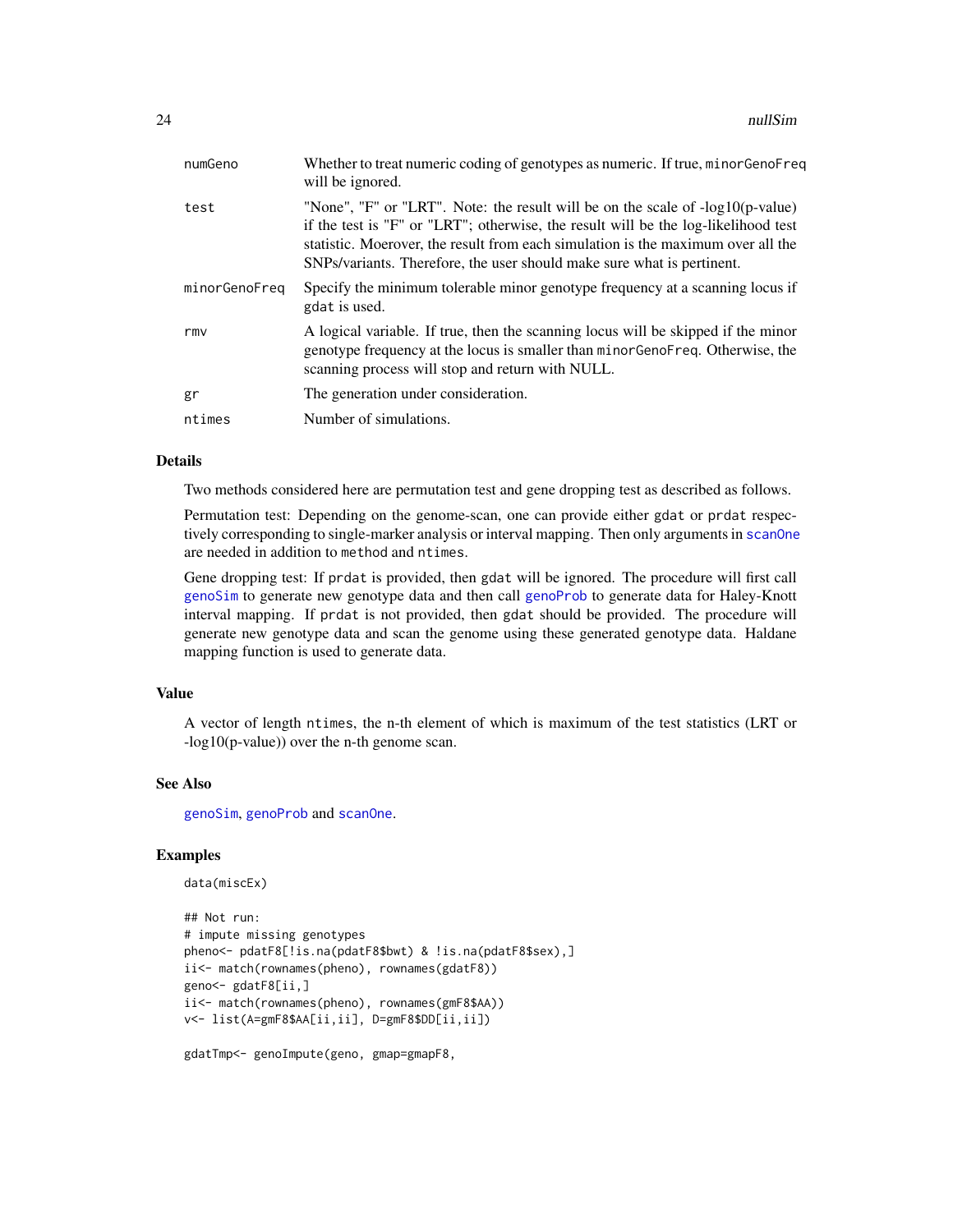| | |
|---|---|
| numGeno | Whether to treat numeric coding of genotypes as numeric. If true, minorGenoFreq will be ignored. |
| test | "None", "F" or "LRT". Note: the result will be on the scale of -log10(p-value) if the test is "F" or "LRT"; otherwise, the result will be the log-likelihood test statistic. Moerover, the result from each simulation is the maximum over all the SNPs/variants. Therefore, the user should make sure what is pertinent. |
| minorGenoFreq | Specify the minimum tolerable minor genotype frequency at a scanning locus if gdat is used. |
| rmv | A logical variable. If true, then the scanning locus will be skipped if the minor genotype frequency at the locus is smaller than minorGenoFreq. Otherwise, the scanning process will stop and return with NULL. |
| gr | The generation under consideration. |
| ntimes | Number of simulations. |

### Details

Two methods considered here are permutation test and gene dropping test as described as follows.

Permutation test: Depending on the genome-scan, one can provide either gdat or prdat respectively corresponding to single-marker analysis or interval mapping. Then only arguments in scanOne are needed in addition to method and ntimes.

Gene dropping test: If prdat is provided, then gdat will be ignored. The procedure will first call genoSim to generate new genotype data and then call genoProb to generate data for Haley-Knott interval mapping. If prdat is not provided, then gdat should be provided. The procedure will generate new genotype data and scan the genome using these generated genotype data. Haldane mapping function is used to generate data.

### Value

A vector of length ntimes, the n-th element of which is maximum of the test statistics (LRT or -log10(p-value)) over the n-th genome scan.

### See Also

genoSim, genoProb and scanOne.

### Examples

```
data(miscEx)

## Not run:
# impute missing genotypes
pheno<- pdatF8[!is.na(pdatF8$bwt) & !is.na(pdatF8$sex),]
ii<- match(rownames(pheno), rownames(gdatF8))
geno<- gdatF8[ii,]
ii<- match(rownames(pheno), rownames(gmF8$AA))
v<- list(A=gmF8$AA[ii,ii], D=gmF8$DD[ii,ii])

gdatTmp<- genoImpute(geno, gmap=gmapF8,
```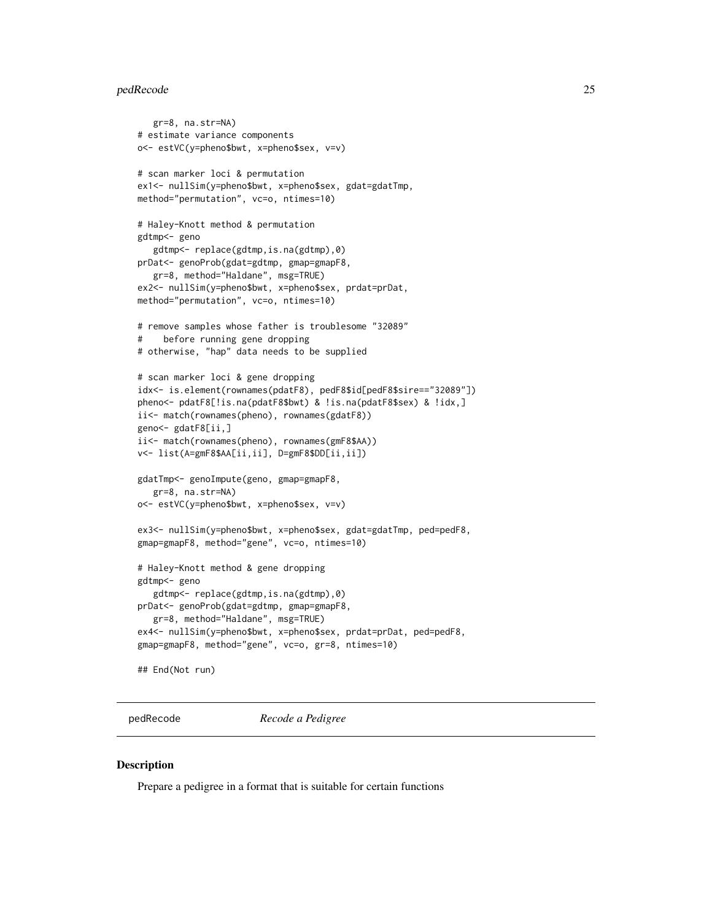```
   gr=8, na.str=NA)
# estimate variance components
o<- estVC(y=pheno$bwt, x=pheno$sex, v=v)

# scan marker loci & permutation
ex1<- nullSim(y=pheno$bwt, x=pheno$sex, gdat=gdatTmp,
method="permutation", vc=o, ntimes=10)

# Haley-Knott method & permutation
gdtmp<- geno
   gdtmp<- replace(gdtmp,is.na(gdtmp),0)
prDat<- genoProb(gdat=gdtmp, gmap=gmapF8,
   gr=8, method="Haldane", msg=TRUE)
ex2<- nullSim(y=pheno$bwt, x=pheno$sex, prdat=prDat,
method="permutation", vc=o, ntimes=10)

# remove samples whose father is troublesome "32089"
#    before running gene dropping
# otherwise, "hap" data needs to be supplied

# scan marker loci & gene dropping
idx<- is.element(rownames(pdatF8), pedF8$id[pedF8$sire=="32089"])
pheno<- pdatF8[!is.na(pdatF8$bwt) & !is.na(pdatF8$sex) & !idx,]
ii<- match(rownames(pheno), rownames(gdatF8))
geno<- gdatF8[ii,]
ii<- match(rownames(pheno), rownames(gmF8$AA))
v<- list(A=gmF8$AA[ii,ii], D=gmF8$DD[ii,ii])

gdatTmp<- genoImpute(geno, gmap=gmapF8,
   gr=8, na.str=NA)
o<- estVC(y=pheno$bwt, x=pheno$sex, v=v)

ex3<- nullSim(y=pheno$bwt, x=pheno$sex, gdat=gdatTmp, ped=pedF8,
gmap=gmapF8, method="gene", vc=o, ntimes=10)

# Haley-Knott method & gene dropping
gdtmp<- geno
   gdtmp<- replace(gdtmp,is.na(gdtmp),0)
prDat<- genoProb(gdat=gdtmp, gmap=gmapF8,
   gr=8, method="Haldane", msg=TRUE)
ex4<- nullSim(y=pheno$bwt, x=pheno$sex, prdat=prDat, ped=pedF8,
gmap=gmapF8, method="gene", vc=o, gr=8, ntimes=10)

## End(Not run)
```

---

## pedRecode — *Recode a Pedigree*

### Description

Prepare a pedigree in a format that is suitable for certain functions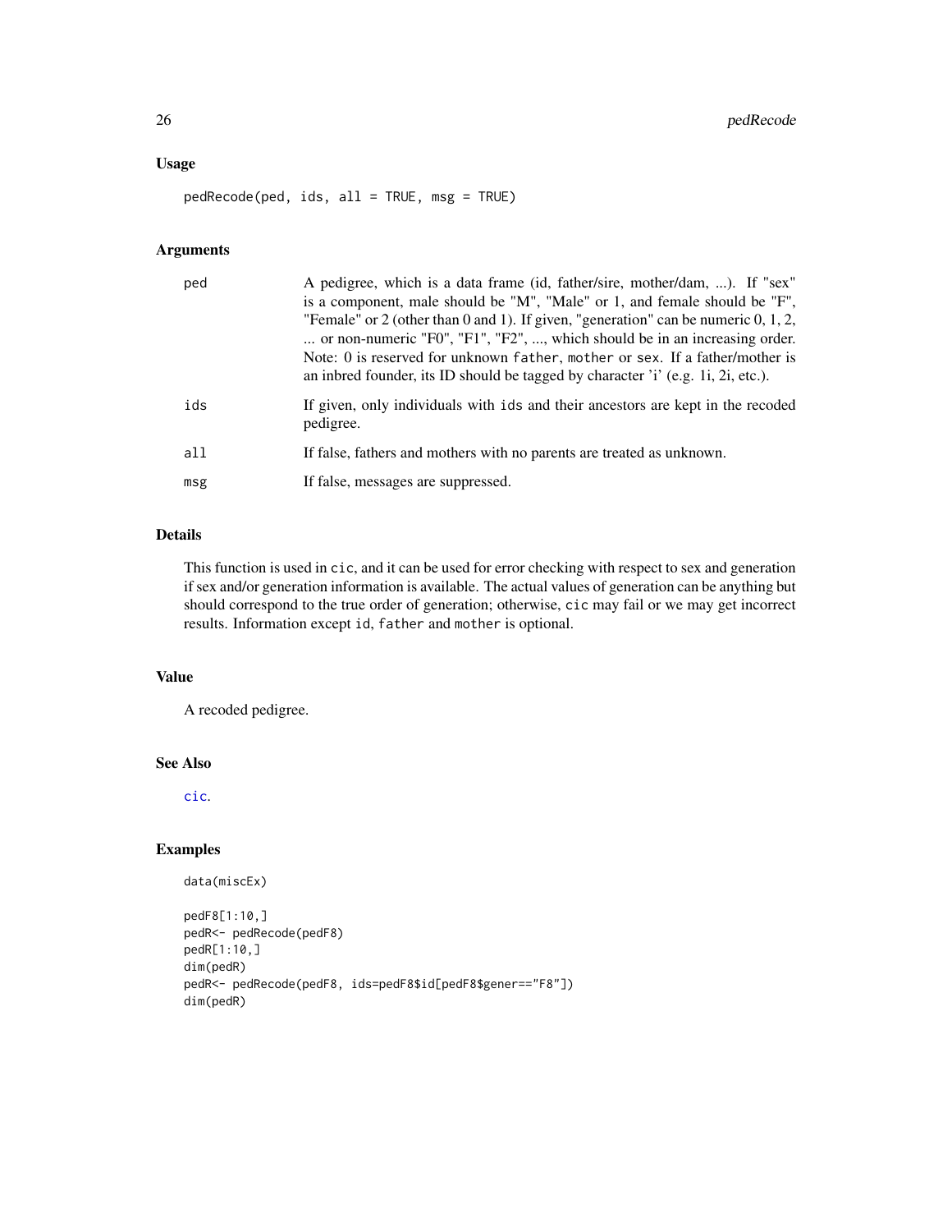### Usage

```
pedRecode(ped, ids, all = TRUE, msg = TRUE)
```

### Arguments

| | |
|---|---|
| ped | A pedigree, which is a data frame (id, father/sire, mother/dam, ...). If "sex" is a component, male should be "M", "Male" or 1, and female should be "F", "Female" or 2 (other than 0 and 1). If given, "generation" can be numeric 0, 1, 2, ... or non-numeric "F0", "F1", "F2", ..., which should be in an increasing order. Note: 0 is reserved for unknown `father`, `mother` or `sex`. If a father/mother is an inbred founder, its ID should be tagged by character 'i' (e.g. 1i, 2i, etc.). |
| ids | If given, only individuals with `ids` and their ancestors are kept in the recoded pedigree. |
| all | If false, fathers and mothers with no parents are treated as unknown. |
| msg | If false, messages are suppressed. |

### Details

This function is used in `cic`, and it can be used for error checking with respect to sex and generation if sex and/or generation information is available. The actual values of generation can be anything but should correspond to the true order of generation; otherwise, `cic` may fail or we may get incorrect results. Information except `id`, `father` and `mother` is optional.

### Value

A recoded pedigree.

### See Also

`cic`.

### Examples

```
data(miscEx)

pedF8[1:10,]
pedR<- pedRecode(pedF8)
pedR[1:10,]
dim(pedR)
pedR<- pedRecode(pedF8, ids=pedF8$id[pedF8$gener=="F8"])
dim(pedR)
```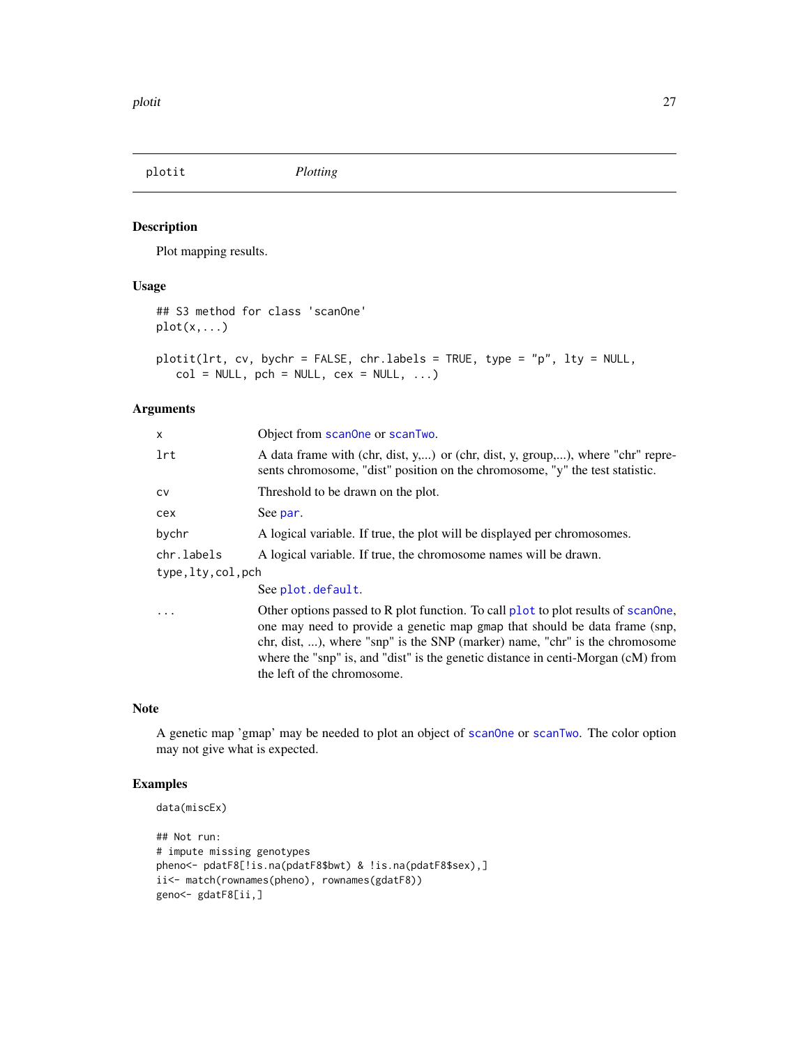plotit *Plotting*

## Description

Plot mapping results.

## Usage

```
## S3 method for class 'scanOne'
plot(x,...)

plotit(lrt, cv, bychr = FALSE, chr.labels = TRUE, type = "p", lty = NULL,
   col = NULL, pch = NULL, cex = NULL, ...)
```

## Arguments

| Argument | Description |
|---|---|
| `x` | Object from `scanOne` or `scanTwo`. |
| `lrt` | A data frame with (chr, dist, y,...) or (chr, dist, y, group,...), where "chr" represents chromosome, "dist" position on the chromosome, "y" the test statistic. |
| `cv` | Threshold to be drawn on the plot. |
| `cex` | See `par`. |
| `bychr` | A logical variable. If true, the plot will be displayed per chromosomes. |
| `chr.labels` | A logical variable. If true, the chromosome names will be drawn. |
| `type,lty,col,pch` | See `plot.default`. |
| `...` | Other options passed to R plot function. To call `plot` to plot results of `scanOne`, one may need to provide a genetic map `gmap` that should be data frame (snp, chr, dist, ...), where "snp" is the SNP (marker) name, "chr" is the chromosome where the "snp" is, and "dist" is the genetic distance in centi-Morgan (cM) from the left of the chromosome. |

## Note

A genetic map 'gmap' may be needed to plot an object of `scanOne` or `scanTwo`. The color option may not give what is expected.

## Examples

```
data(miscEx)

## Not run:
# impute missing genotypes
pheno<- pdatF8[!is.na(pdatF8$bwt) & !is.na(pdatF8$sex),]
ii<- match(rownames(pheno), rownames(gdatF8))
geno<- gdatF8[ii,]
```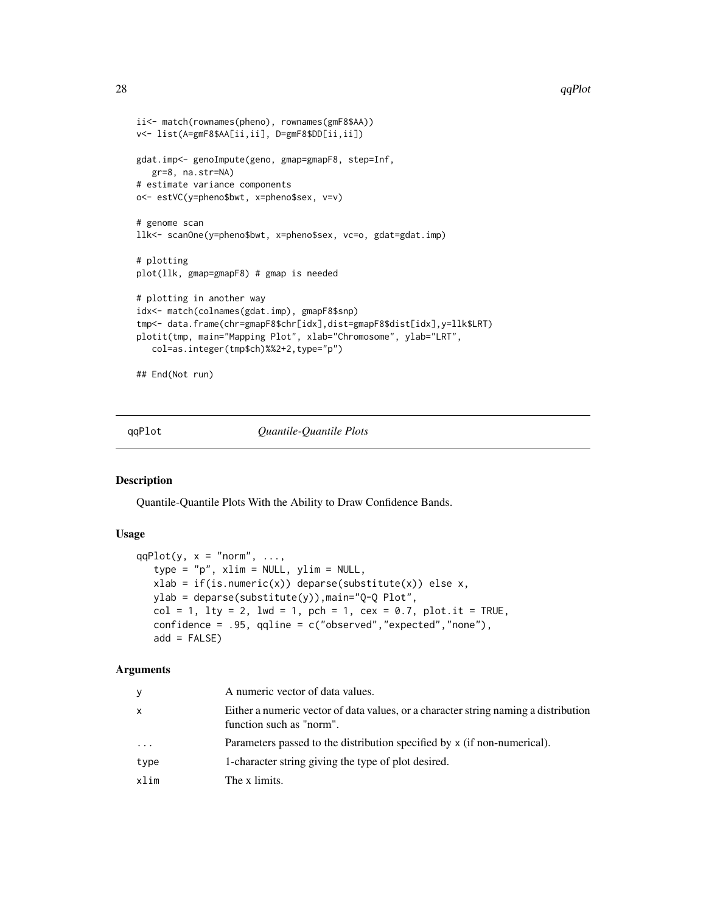```
ii<- match(rownames(pheno), rownames(gmF8$AA))
v<- list(A=gmF8$AA[ii,ii], D=gmF8$DD[ii,ii])

gdat.imp<- genoImpute(geno, gmap=gmapF8, step=Inf,
   gr=8, na.str=NA)
# estimate variance components
o<- estVC(y=pheno$bwt, x=pheno$sex, v=v)

# genome scan
llk<- scanOne(y=pheno$bwt, x=pheno$sex, vc=o, gdat=gdat.imp)

# plotting
plot(llk, gmap=gmapF8) # gmap is needed

# plotting in another way
idx<- match(colnames(gdat.imp), gmapF8$snp)
tmp<- data.frame(chr=gmapF8$chr[idx],dist=gmapF8$dist[idx],y=llk$LRT)
plotit(tmp, main="Mapping Plot", xlab="Chromosome", ylab="LRT",
   col=as.integer(tmp$ch)%%2+2,type="p")

## End(Not run)
```

---

## qqPlot — *Quantile-Quantile Plots*

### Description

Quantile-Quantile Plots With the Ability to Draw Confidence Bands.

### Usage

```
qqPlot(y, x = "norm", ...,
   type = "p", xlim = NULL, ylim = NULL,
   xlab = if(is.numeric(x)) deparse(substitute(x)) else x,
   ylab = deparse(substitute(y)),main="Q-Q Plot",
   col = 1, lty = 2, lwd = 1, pch = 1, cex = 0.7, plot.it = TRUE,
   confidence = .95, qqline = c("observed","expected","none"),
   add = FALSE)
```

### Arguments

| | |
|---|---|
| `y` | A numeric vector of data values. |
| `x` | Either a numeric vector of data values, or a character string naming a distribution function such as "norm". |
| `...` | Parameters passed to the distribution specified by `x` (if non-numerical). |
| `type` | 1-character string giving the type of plot desired. |
| `xlim` | The x limits. |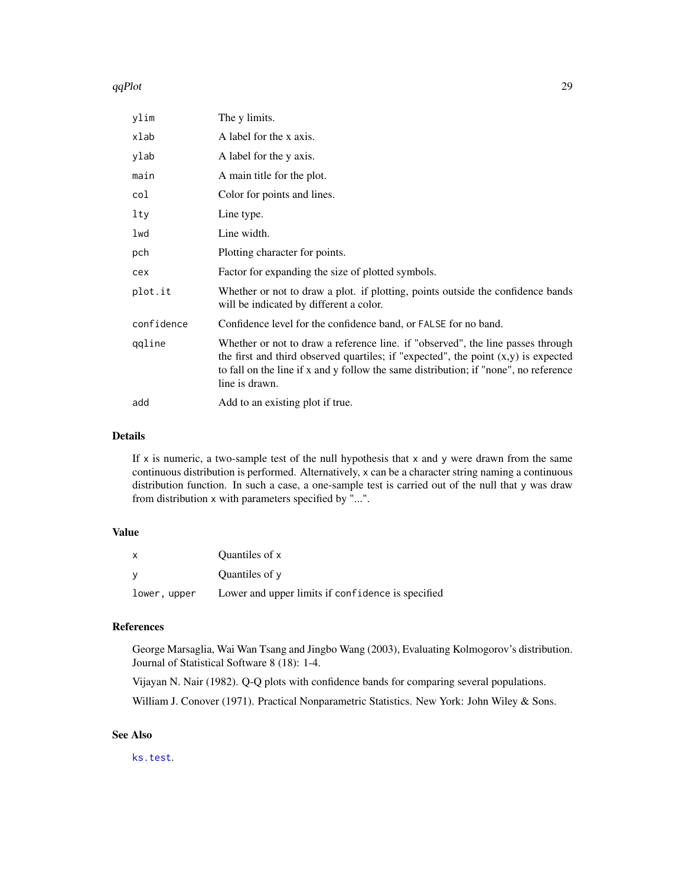| | |
|---|---|
| `ylim` | The y limits. |
| `xlab` | A label for the x axis. |
| `ylab` | A label for the y axis. |
| `main` | A main title for the plot. |
| `col` | Color for points and lines. |
| `lty` | Line type. |
| `lwd` | Line width. |
| `pch` | Plotting character for points. |
| `cex` | Factor for expanding the size of plotted symbols. |
| `plot.it` | Whether or not to draw a plot. if plotting, points outside the confidence bands will be indicated by different a color. |
| `confidence` | Confidence level for the confidence band, or `FALSE` for no band. |
| `qqline` | Whether or not to draw a reference line. if "observed", the line passes through the first and third observed quartiles; if "expected", the point (x,y) is expected to fall on the line if x and y follow the same distribution; if "none", no reference line is drawn. |
| `add` | Add to an existing plot if true. |

## Details

If `x` is numeric, a two-sample test of the null hypothesis that `x` and `y` were drawn from the same continuous distribution is performed. Alternatively, `x` can be a character string naming a continuous distribution function. In such a case, a one-sample test is carried out of the null that `y` was draw from distribution `x` with parameters specified by "...".

## Value

| | |
|---|---|
| `x` | Quantiles of `x` |
| `y` | Quantiles of `y` |
| `lower, upper` | Lower and upper limits if `confidence` is specified |

## References

George Marsaglia, Wai Wan Tsang and Jingbo Wang (2003), Evaluating Kolmogorov's distribution. Journal of Statistical Software 8 (18): 1-4.

Vijayan N. Nair (1982). Q-Q plots with confidence bands for comparing several populations.

William J. Conover (1971). Practical Nonparametric Statistics. New York: John Wiley & Sons.

## See Also

`ks.test`.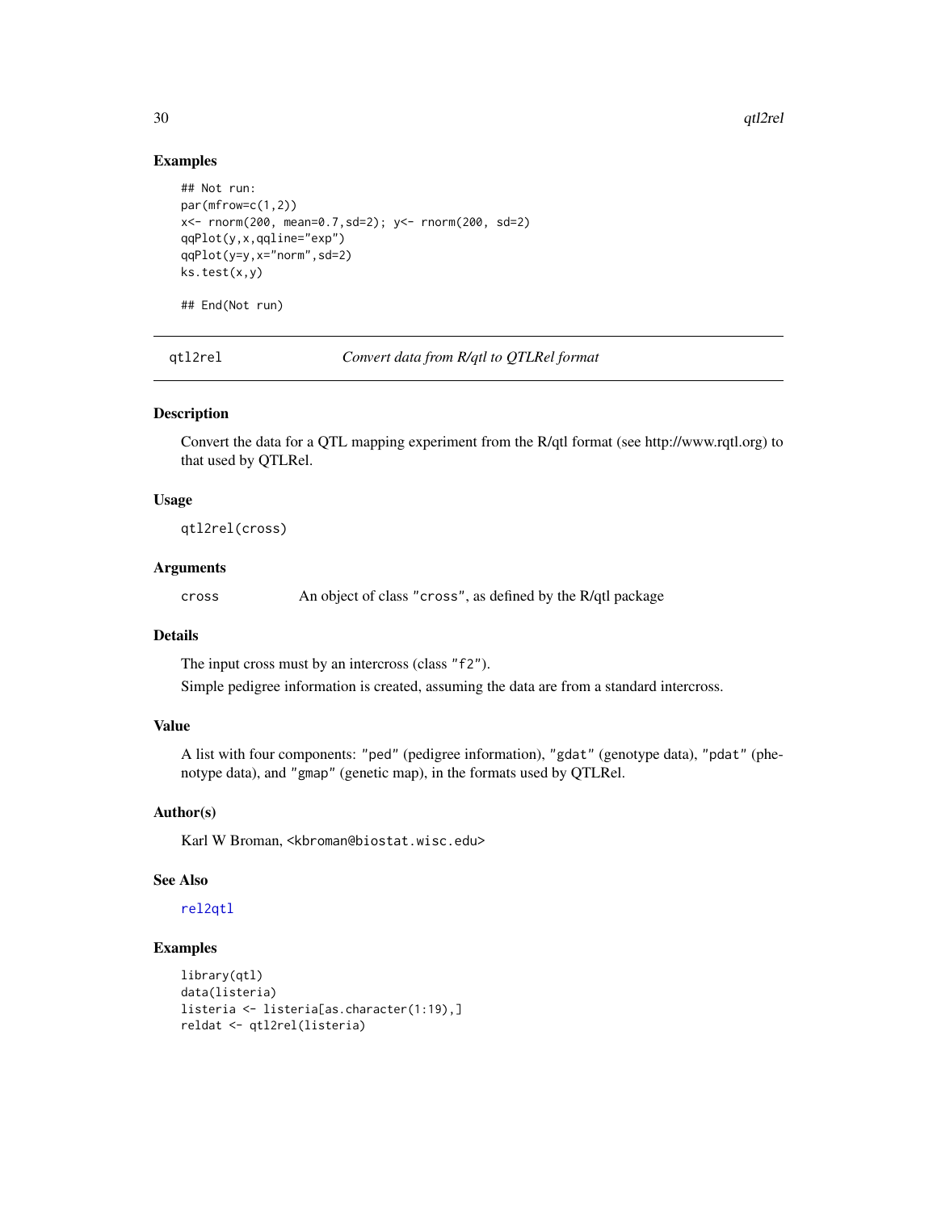## Examples

```
## Not run:
par(mfrow=c(1,2))
x<- rnorm(200, mean=0.7,sd=2); y<- rnorm(200, sd=2)
qqPlot(y,x,qqline="exp")
qqPlot(y=y,x="norm",sd=2)
ks.test(x,y)

## End(Not run)
```

---

# qtl2rel *Convert data from R/qtl to QTLRel format*

## Description

Convert the data for a QTL mapping experiment from the R/qtl format (see http://www.rqtl.org) to that used by QTLRel.

## Usage

```
qtl2rel(cross)
```

## Arguments

| | |
|---|---|
| `cross` | An object of class `"cross"`, as defined by the R/qtl package |

## Details

The input cross must by an intercross (class `"f2"`).

Simple pedigree information is created, assuming the data are from a standard intercross.

## Value

A list with four components: `"ped"` (pedigree information), `"gdat"` (genotype data), `"pdat"` (phenotype data), and `"gmap"` (genetic map), in the formats used by QTLRel.

## Author(s)

Karl W Broman, <kbroman@biostat.wisc.edu>

## See Also

`rel2qtl`

## Examples

```
library(qtl)
data(listeria)
listeria <- listeria[as.character(1:19),]
reldat <- qtl2rel(listeria)
```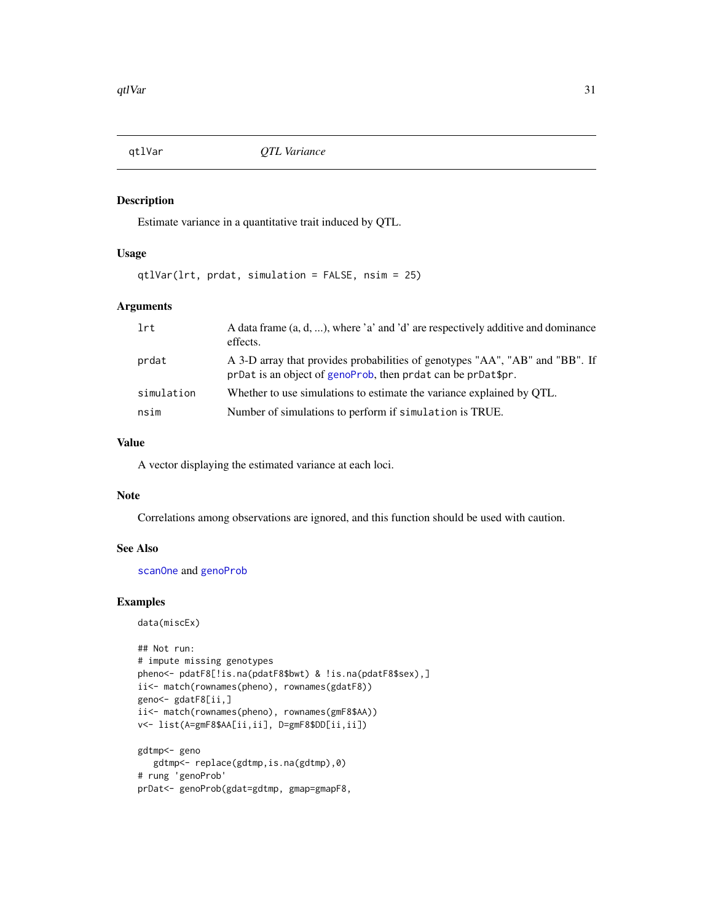# qtlVar — *QTL Variance*

## Description

Estimate variance in a quantitative trait induced by QTL.

## Usage

```
qtlVar(lrt, prdat, simulation = FALSE, nsim = 25)
```

## Arguments

| | |
|---|---|
| `lrt` | A data frame (a, d, ...), where 'a' and 'd' are respectively additive and dominance effects. |
| `prdat` | A 3-D array that provides probabilities of genotypes "AA", "AB" and "BB". If `prDat` is an object of `genoProb`, then `prdat` can be `prDat$pr`. |
| `simulation` | Whether to use simulations to estimate the variance explained by QTL. |
| `nsim` | Number of simulations to perform if `simulation` is TRUE. |

## Value

A vector displaying the estimated variance at each loci.

## Note

Correlations among observations are ignored, and this function should be used with caution.

## See Also

`scanOne` and `genoProb`

## Examples

```
data(miscEx)

## Not run:
# impute missing genotypes
pheno<- pdatF8[!is.na(pdatF8$bwt) & !is.na(pdatF8$sex),]
ii<- match(rownames(pheno), rownames(gdatF8))
geno<- gdatF8[ii,]
ii<- match(rownames(pheno), rownames(gmF8$AA))
v<- list(A=gmF8$AA[ii,ii], D=gmF8$DD[ii,ii])

gdtmp<- geno
   gdtmp<- replace(gdtmp,is.na(gdtmp),0)
# rung 'genoProb'
prDat<- genoProb(gdat=gdtmp, gmap=gmapF8,
```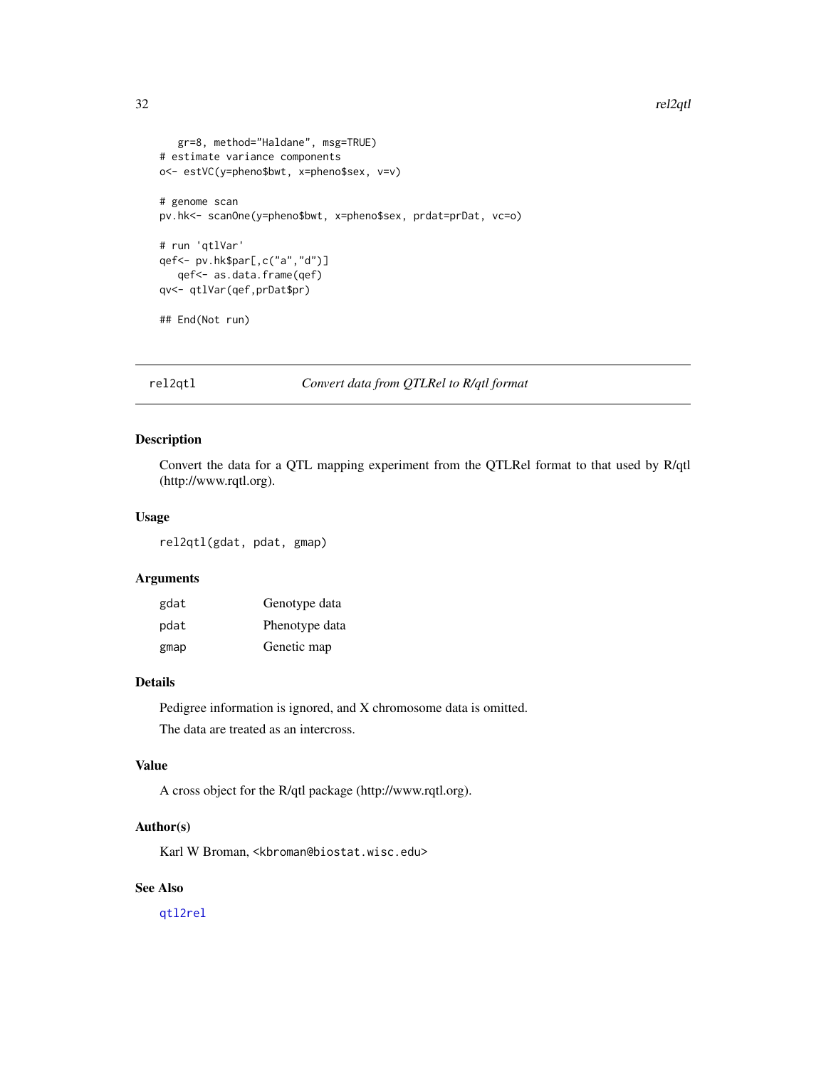```
   gr=8, method="Haldane", msg=TRUE)
# estimate variance components
o<- estVC(y=pheno$bwt, x=pheno$sex, v=v)

# genome scan
pv.hk<- scanOne(y=pheno$bwt, x=pheno$sex, prdat=prDat, vc=o)

# run 'qtlVar'
qef<- pv.hk$par[,c("a","d")]
   qef<- as.data.frame(qef)
qv<- qtlVar(qef,prDat$pr)

## End(Not run)
```

## rel2qtl — *Convert data from QTLRel to R/qtl format*

### Description

Convert the data for a QTL mapping experiment from the QTLRel format to that used by R/qtl (http://www.rqtl.org).

### Usage

```
rel2qtl(gdat, pdat, gmap)
```

### Arguments

| | |
|---|---|
| gdat | Genotype data |
| pdat | Phenotype data |
| gmap | Genetic map |

### Details

Pedigree information is ignored, and X chromosome data is omitted.

The data are treated as an intercross.

### Value

A cross object for the R/qtl package (http://www.rqtl.org).

### Author(s)

Karl W Broman, <kbroman@biostat.wisc.edu>

### See Also

qtl2rel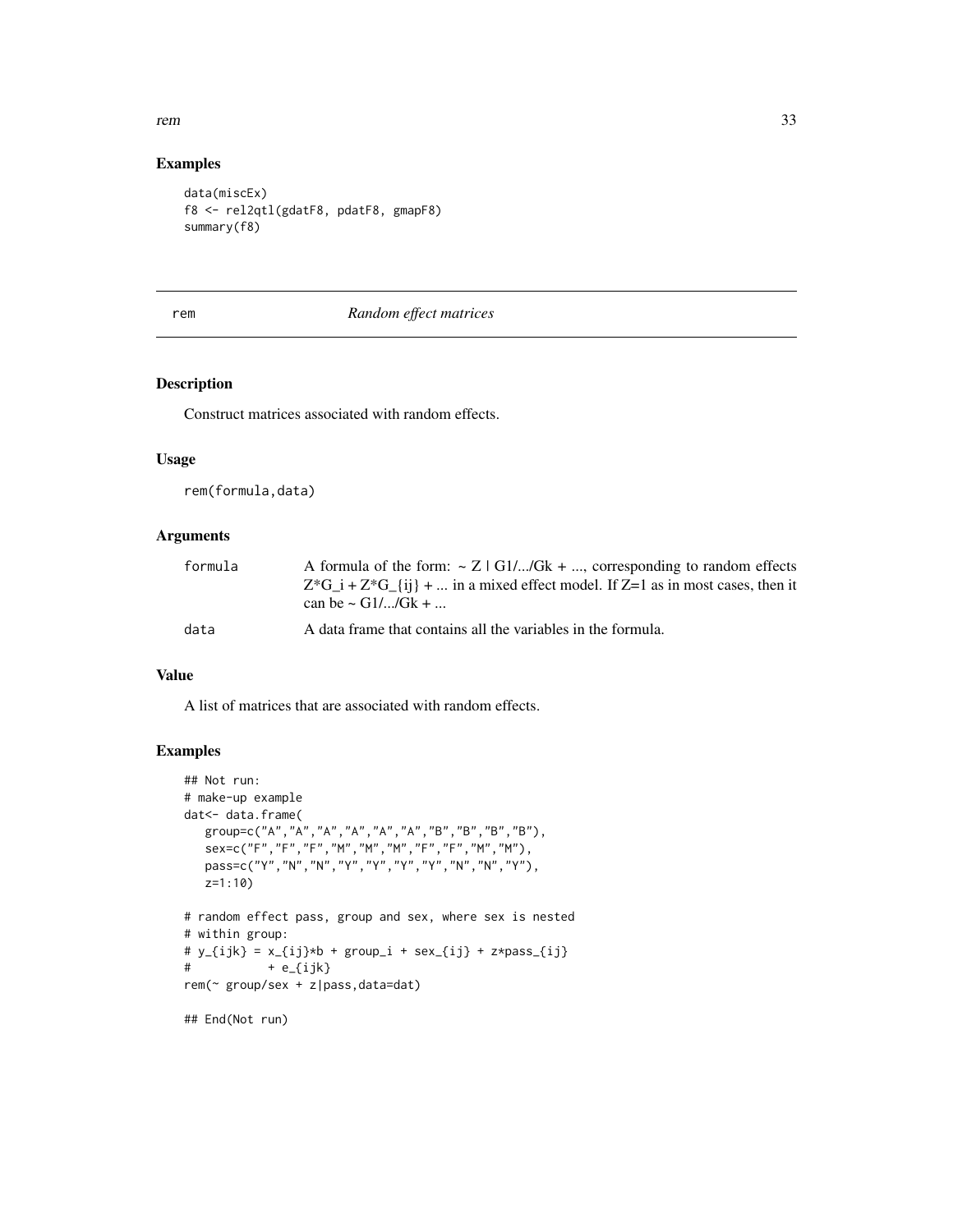### Examples

```
data(miscEx)
f8 <- rel2qtl(gdatF8, pdatF8, gmapF8)
summary(f8)
```

---

## rem — *Random effect matrices*

### Description

Construct matrices associated with random effects.

### Usage

```
rem(formula,data)
```

### Arguments

| | |
|---|---|
| formula | A formula of the form: ~ Z \| G1/.../Gk + ..., corresponding to random effects Z*G_i + Z*G_{ij} + ... in a mixed effect model. If Z=1 as in most cases, then it can be ~ G1/.../Gk + ... |
| data | A data frame that contains all the variables in the formula. |

### Value

A list of matrices that are associated with random effects.

### Examples

```
## Not run:
# make-up example
dat<- data.frame(
   group=c("A","A","A","A","A","A","B","B","B","B"),
   sex=c("F","F","F","M","M","M","F","F","M","M"),
   pass=c("Y","N","N","Y","Y","Y","Y","N","N","Y"),
   z=1:10)

# random effect pass, group and sex, where sex is nested
# within group:
# y_{ijk} = x_{ij}*b + group_i + sex_{ij} + z*pass_{ij}
#           + e_{ijk}
rem(~ group/sex + z|pass,data=dat)

## End(Not run)
```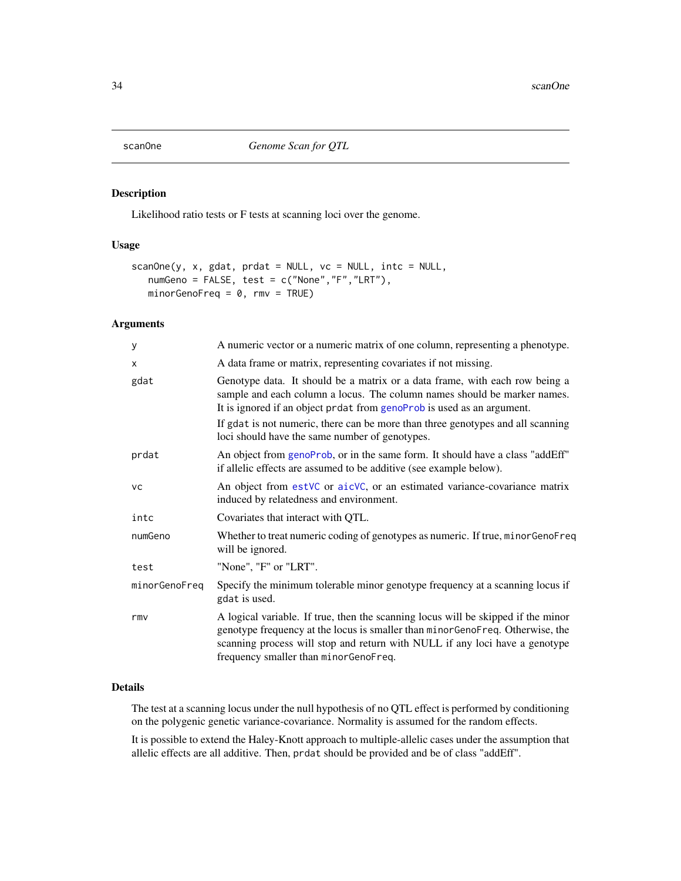# scanOne — *Genome Scan for QTL*

## Description

Likelihood ratio tests or F tests at scanning loci over the genome.

## Usage

```
scanOne(y, x, gdat, prdat = NULL, vc = NULL, intc = NULL,
   numGeno = FALSE, test = c("None","F","LRT"),
   minorGenoFreq = 0, rmv = TRUE)
```

## Arguments

| Argument | Description |
|---|---|
| `y` | A numeric vector or a numeric matrix of one column, representing a phenotype. |
| `x` | A data frame or matrix, representing covariates if not missing. |
| `gdat` | Genotype data. It should be a matrix or a data frame, with each row being a sample and each column a locus. The column names should be marker names. It is ignored if an object `prdat` from `genoProb` is used as an argument. If `gdat` is not numeric, there can be more than three genotypes and all scanning loci should have the same number of genotypes. |
| `prdat` | An object from `genoProb`, or in the same form. It should have a class "addEff" if allelic effects are assumed to be additive (see example below). |
| `vc` | An object from `estVC` or `aicVC`, or an estimated variance-covariance matrix induced by relatedness and environment. |
| `intc` | Covariates that interact with QTL. |
| `numGeno` | Whether to treat numeric coding of genotypes as numeric. If true, `minorGenoFreq` will be ignored. |
| `test` | "None", "F" or "LRT". |
| `minorGenoFreq` | Specify the minimum tolerable minor genotype frequency at a scanning locus if `gdat` is used. |
| `rmv` | A logical variable. If true, then the scanning locus will be skipped if the minor genotype frequency at the locus is smaller than `minorGenoFreq`. Otherwise, the scanning process will stop and return with NULL if any loci have a genotype frequency smaller than `minorGenoFreq`. |

## Details

The test at a scanning locus under the null hypothesis of no QTL effect is performed by conditioning on the polygenic genetic variance-covariance. Normality is assumed for the random effects.

It is possible to extend the Haley-Knott approach to multiple-allelic cases under the assumption that allelic effects are all additive. Then, `prdat` should be provided and be of class "addEff".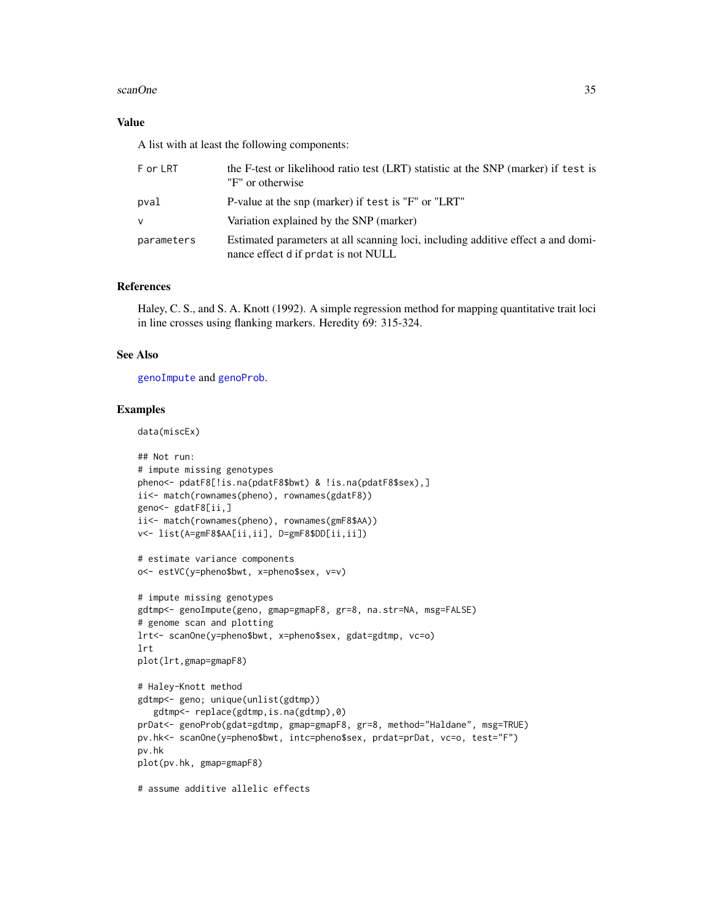## Value

A list with at least the following components:

| | |
|---|---|
| F or LRT | the F-test or likelihood ratio test (LRT) statistic at the SNP (marker) if test is "F" or otherwise |
| pval | P-value at the snp (marker) if test is "F" or "LRT" |
| v | Variation explained by the SNP (marker) |
| parameters | Estimated parameters at all scanning loci, including additive effect a and dominance effect d if prdat is not NULL |

## References

Haley, C. S., and S. A. Knott (1992). A simple regression method for mapping quantitative trait loci in line crosses using flanking markers. Heredity 69: 315-324.

## See Also

genoImpute and genoProb.

## Examples

```
data(miscEx)

## Not run:
# impute missing genotypes
pheno<- pdatF8[!is.na(pdatF8$bwt) & !is.na(pdatF8$sex),]
ii<- match(rownames(pheno), rownames(gdatF8))
geno<- gdatF8[ii,]
ii<- match(rownames(pheno), rownames(gmF8$AA))
v<- list(A=gmF8$AA[ii,ii], D=gmF8$DD[ii,ii])

# estimate variance components
o<- estVC(y=pheno$bwt, x=pheno$sex, v=v)

# impute missing genotypes
gdtmp<- genoImpute(geno, gmap=gmapF8, gr=8, na.str=NA, msg=FALSE)
# genome scan and plotting
lrt<- scanOne(y=pheno$bwt, x=pheno$sex, gdat=gdtmp, vc=o)
lrt
plot(lrt,gmap=gmapF8)

# Haley-Knott method
gdtmp<- geno; unique(unlist(gdtmp))
   gdtmp<- replace(gdtmp,is.na(gdtmp),0)
prDat<- genoProb(gdat=gdtmp, gmap=gmapF8, gr=8, method="Haldane", msg=TRUE)
pv.hk<- scanOne(y=pheno$bwt, intc=pheno$sex, prdat=prDat, vc=o, test="F")
pv.hk
plot(pv.hk, gmap=gmapF8)

# assume additive allelic effects
```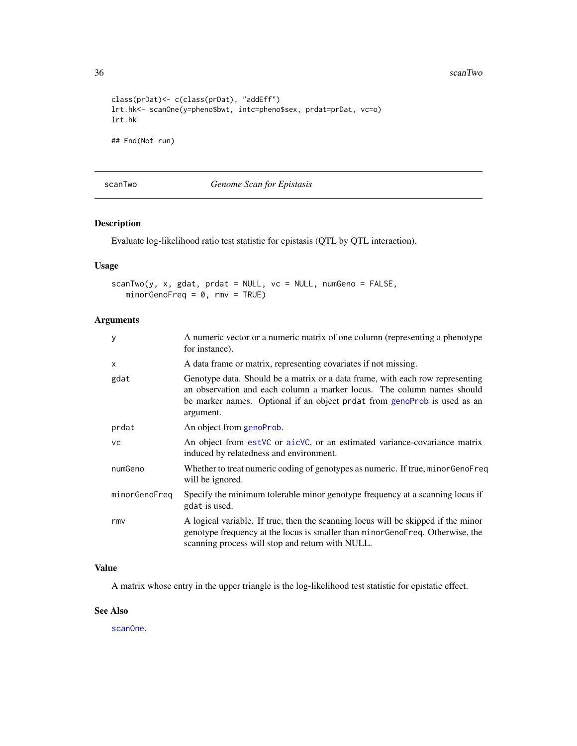```
class(prDat)<- c(class(prDat), "addEff")
lrt.hk<- scanOne(y=pheno$bwt, intc=pheno$sex, prdat=prDat, vc=o)
lrt.hk

## End(Not run)
```

---

## scanTwo *Genome Scan for Epistasis*

---

### Description

Evaluate log-likelihood ratio test statistic for epistasis (QTL by QTL interaction).

### Usage

```
scanTwo(y, x, gdat, prdat = NULL, vc = NULL, numGeno = FALSE,
   minorGenoFreq = 0, rmv = TRUE)
```

### Arguments

| | |
|---|---|
| `y` | A numeric vector or a numeric matrix of one column (representing a phenotype for instance). |
| `x` | A data frame or matrix, representing covariates if not missing. |
| `gdat` | Genotype data. Should be a matrix or a data frame, with each row representing an observation and each column a marker locus. The column names should be marker names. Optional if an object `prdat` from `genoProb` is used as an argument. |
| `prdat` | An object from `genoProb`. |
| `vc` | An object from `estVC` or `aicVC`, or an estimated variance-covariance matrix induced by relatedness and environment. |
| `numGeno` | Whether to treat numeric coding of genotypes as numeric. If true, `minorGenoFreq` will be ignored. |
| `minorGenoFreq` | Specify the minimum tolerable minor genotype frequency at a scanning locus if `gdat` is used. |
| `rmv` | A logical variable. If true, then the scanning locus will be skipped if the minor genotype frequency at the locus is smaller than `minorGenoFreq`. Otherwise, the scanning process will stop and return with NULL. |

### Value

A matrix whose entry in the upper triangle is the log-likelihood test statistic for epistatic effect.

### See Also

`scanOne`.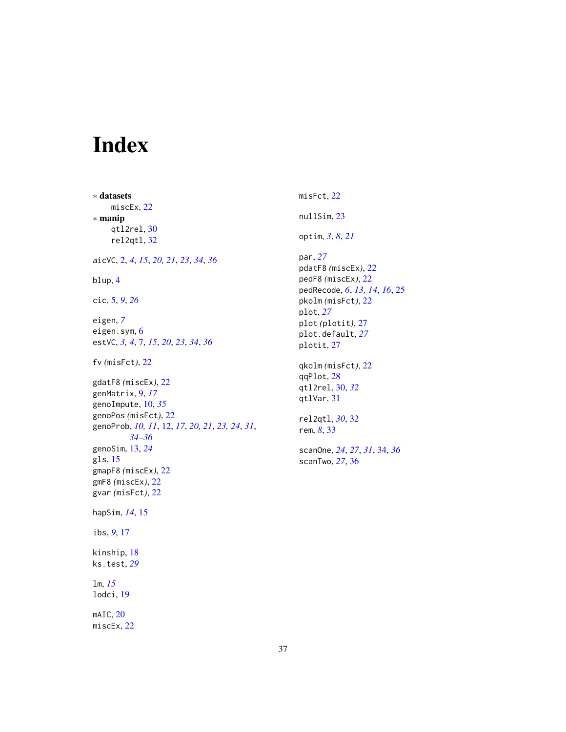# Index

* **datasets**
  miscEx, 22
* **manip**
  qtl2rel, 30
  rel2qtl, 32

aicVC, 2, *4*, *15*, *20, 21*, *23*, *34*, *36*

blup, 4

cic, 5, *9*, *26*

eigen, *7*
eigen.sym, 6
estVC, *3, 4*, 7, *15*, *20*, *23*, *34*, *36*

fv *(*misFct*)*, 22

gdatF8 *(*miscEx*)*, 22
genMatrix, 9, *17*
genoImpute, 10, *35*
genoPos *(*misFct*)*, 22
genoProb, *10, 11*, 12, *17*, *20, 21*, *23, 24*, *31*, *34–36*
genoSim, 13, *24*
gls, 15
gmapF8 *(*miscEx*)*, 22
gmF8 *(*miscEx*)*, 22
gvar *(*misFct*)*, 22

hapSim, *14*, 15

ibs, *9*, 17

kinship, 18
ks.test, *29*

lm, *15*
lodci, 19

mAIC, 20
miscEx, 22

misFct, 22

nullSim, 23

optim, *3*, *8*, *21*

par, *27*
pdatF8 *(*miscEx*)*, 22
pedF8 *(*miscEx*)*, 22
pedRecode, *6*, *13, 14*, *16*, 25
pkolm *(*misFct*)*, 22
plot, *27*
plot *(*plotit*)*, 27
plot.default, *27*
plotit, 27

qkolm *(*misFct*)*, 22
qqPlot, 28
qtl2rel, 30, *32*
qtlVar, 31

rel2qtl, *30*, 32
rem, *8*, 33

scanOne, *24*, *27*, *31*, 34, *36*
scanTwo, *27*, 36